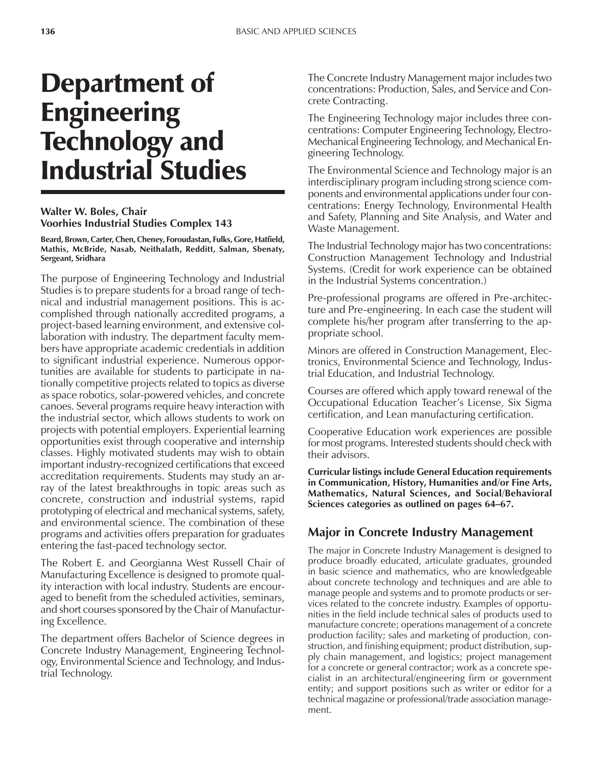# Department of Engineering Technology and Industrial Studies

**Walter W. Boles, Chair**
**Voorhies Industrial Studies Complex 143**

**Beard, Brown, Carter, Chen, Cheney, Foroudastan, Fulks, Gore, Hatfield, Mathis, McBride, Nasab, Neithalath, Redditt, Salman, Sbenaty, Sergeant, Sridhara**

The purpose of Engineering Technology and Industrial Studies is to prepare students for a broad range of technical and industrial management positions. This is accomplished through nationally accredited programs, a project-based learning environment, and extensive collaboration with industry. The department faculty members have appropriate academic credentials in addition to significant industrial experience. Numerous opportunities are available for students to participate in nationally competitive projects related to topics as diverse as space robotics, solar-powered vehicles, and concrete canoes. Several programs require heavy interaction with the industrial sector, which allows students to work on projects with potential employers. Experiential learning opportunities exist through cooperative and internship classes. Highly motivated students may wish to obtain important industry-recognized certifications that exceed accreditation requirements. Students may study an array of the latest breakthroughs in topic areas such as concrete, construction and industrial systems, rapid prototyping of electrical and mechanical systems, safety, and environmental science. The combination of these programs and activities offers preparation for graduates entering the fast-paced technology sector.

The Robert E. and Georgianna West Russell Chair of Manufacturing Excellence is designed to promote quality interaction with local industry. Students are encouraged to benefit from the scheduled activities, seminars, and short courses sponsored by the Chair of Manufacturing Excellence.

The department offers Bachelor of Science degrees in Concrete Industry Management, Engineering Technology, Environmental Science and Technology, and Industrial Technology.

The Concrete Industry Management major includes two concentrations: Production, Sales, and Service and Concrete Contracting.

The Engineering Technology major includes three concentrations: Computer Engineering Technology, Electro-Mechanical Engineering Technology, and Mechanical Engineering Technology.

The Environmental Science and Technology major is an interdisciplinary program including strong science components and environmental applications under four concentrations: Energy Technology, Environmental Health and Safety, Planning and Site Analysis, and Water and Waste Management.

The Industrial Technology major has two concentrations: Construction Management Technology and Industrial Systems. (Credit for work experience can be obtained in the Industrial Systems concentration.)

Pre-professional programs are offered in Pre-architecture and Pre-engineering. In each case the student will complete his/her program after transferring to the appropriate school.

Minors are offered in Construction Management, Electronics, Environmental Science and Technology, Industrial Education, and Industrial Technology.

Courses are offered which apply toward renewal of the Occupational Education Teacher's License, Six Sigma certification, and Lean manufacturing certification.

Cooperative Education work experiences are possible for most programs. Interested students should check with their advisors.

**Curricular listings include General Education requirements in Communication, History, Humanities and/or Fine Arts, Mathematics, Natural Sciences, and Social/Behavioral Sciences categories as outlined on pages 64–67.**

## Major in Concrete Industry Management

The major in Concrete Industry Management is designed to produce broadly educated, articulate graduates, grounded in basic science and mathematics, who are knowledgeable about concrete technology and techniques and are able to manage people and systems and to promote products or services related to the concrete industry. Examples of opportunities in the field include technical sales of products used to manufacture concrete; operations management of a concrete production facility; sales and marketing of production, construction, and finishing equipment; product distribution, supply chain management, and logistics; project management for a concrete or general contractor; work as a concrete specialist in an architectural/engineering firm or government entity; and support positions such as writer or editor for a technical magazine or professional/trade association management.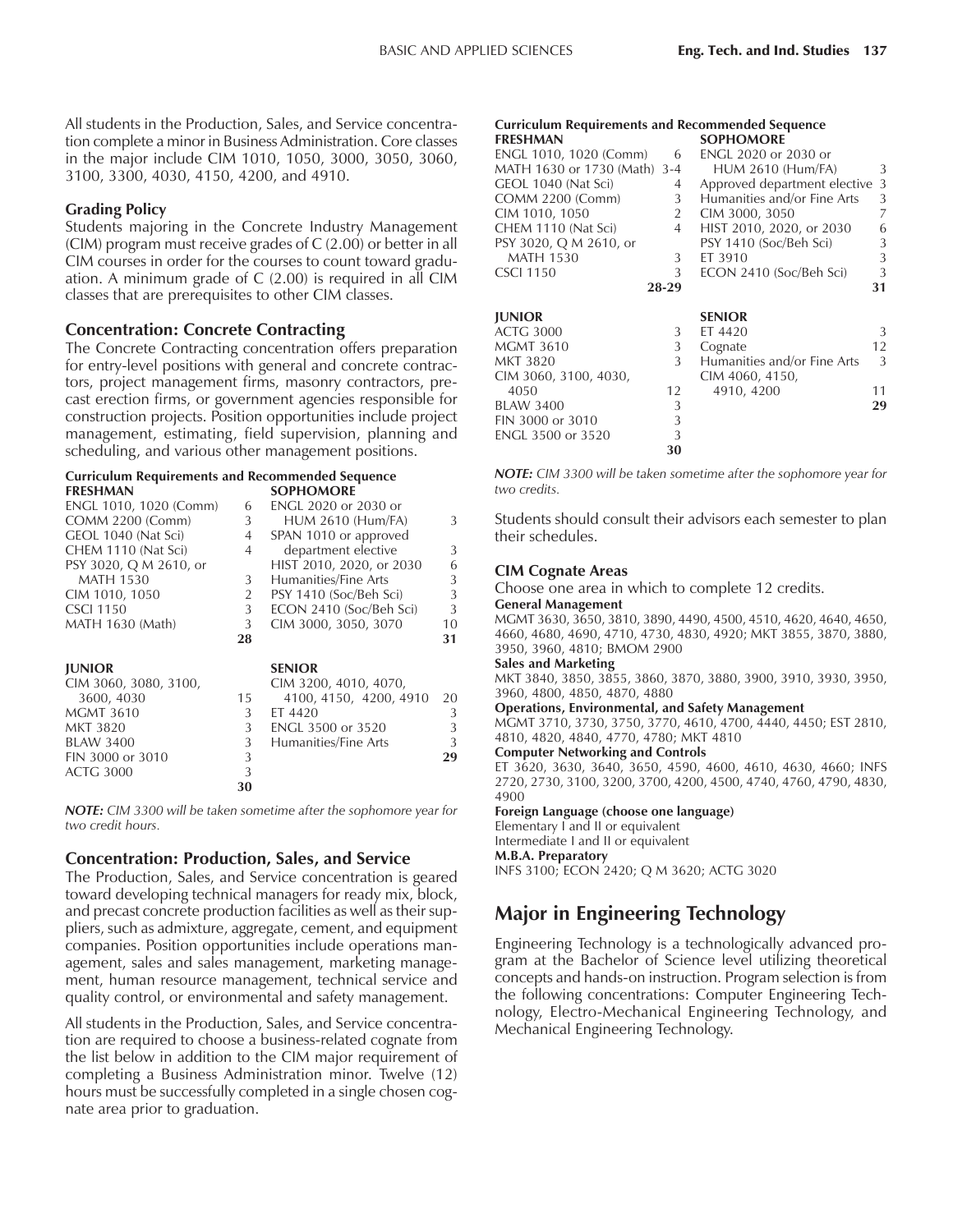All students in the Production, Sales, and Service concentration complete a minor in Business Administration. Core classes in the major include CIM 1010, 1050, 3000, 3050, 3060, 3100, 3300, 4030, 4150, 4200, and 4910.

### Grading Policy

Students majoring in the Concrete Industry Management (CIM) program must receive grades of C (2.00) or better in all CIM courses in order for the courses to count toward graduation. A minimum grade of C (2.00) is required in all CIM classes that are prerequisites to other CIM classes.

## Concentration: Concrete Contracting

The Concrete Contracting concentration offers preparation for entry-level positions with general and concrete contractors, project management firms, masonry contractors, precast erection firms, or government agencies responsible for construction projects. Position opportunities include project management, estimating, field supervision, planning and scheduling, and various other management positions.

#### Curriculum Requirements and Recommended Sequence

| FRESHMAN | | SOPHOMORE | |
|---|---|---|---|
| ENGL 1010, 1020 (Comm) | 6 | ENGL 2020 or 2030 or HUM 2610 (Hum/FA) | 3 |
| COMM 2200 (Comm) | 3 | SPAN 1010 or approved department elective | 3 |
| GEOL 1040 (Nat Sci) | 4 | HIST 2010, 2020, or 2030 | 6 |
| CHEM 1110 (Nat Sci) | 4 | Humanities/Fine Arts | 3 |
| PSY 3020, Q M 2610, or MATH 1530 | 3 | PSY 1410 (Soc/Beh Sci) | 3 |
| CIM 1010, 1050 | 2 | ECON 2410 (Soc/Beh Sci) | 3 |
| CSCI 1150 | 3 | CIM 3000, 3050, 3070 | 10 |
| MATH 1630 (Math) | 3 | | |
| | **28** | | **31** |

| JUNIOR | | SENIOR | |
|---|---|---|---|
| CIM 3060, 3080, 3100, 3600, 4030 | 15 | CIM 3200, 4010, 4070, 4100, 4150, 4200, 4910 | 20 |
| MGMT 3610 | 3 | ET 4420 | 3 |
| MKT 3820 | 3 | ENGL 3500 or 3520 | 3 |
| BLAW 3400 | 3 | Humanities/Fine Arts | 3 |
| FIN 3000 or 3010 | 3 | | **29** |
| ACTG 3000 | 3 | | |
| | **30** | | |

***NOTE:*** *CIM 3300 will be taken sometime after the sophomore year for two credit hours.*

## Concentration: Production, Sales, and Service

The Production, Sales, and Service concentration is geared toward developing technical managers for ready mix, block, and precast concrete production facilities as well as their suppliers, such as admixture, aggregate, cement, and equipment companies. Position opportunities include operations management, sales and sales management, marketing management, human resource management, technical service and quality control, or environmental and safety management.

All students in the Production, Sales, and Service concentration are required to choose a business-related cognate from the list below in addition to the CIM major requirement of completing a Business Administration minor. Twelve (12) hours must be successfully completed in a single chosen cognate area prior to graduation.

#### Curriculum Requirements and Recommended Sequence

| FRESHMAN | | SOPHOMORE | |
|---|---|---|---|
| ENGL 1010, 1020 (Comm) | 6 | ENGL 2020 or 2030 or HUM 2610 (Hum/FA) | 3 |
| MATH 1630 or 1730 (Math) | 3-4 | Approved department elective | 3 |
| GEOL 1040 (Nat Sci) | 4 | Humanities and/or Fine Arts | 3 |
| COMM 2200 (Comm) | 3 | CIM 3000, 3050 | 7 |
| CIM 1010, 1050 | 2 | HIST 2010, 2020, or 2030 | 6 |
| CHEM 1110 (Nat Sci) | 4 | PSY 1410 (Soc/Beh Sci) | 3 |
| PSY 3020, Q M 2610, or MATH 1530 | 3 | ET 3910 | 3 |
| CSCI 1150 | 3 | ECON 2410 (Soc/Beh Sci) | 3 |
| | **28-29** | | **31** |

| JUNIOR | | SENIOR | |
|---|---|---|---|
| ACTG 3000 | 3 | ET 4420 | 3 |
| MGMT 3610 | 3 | Cognate | 12 |
| MKT 3820 | 3 | Humanities and/or Fine Arts | 3 |
| CIM 3060, 3100, 4030, 4050 | 12 | CIM 4060, 4150, 4910, 4200 | 11 |
| BLAW 3400 | 3 | | **29** |
| FIN 3000 or 3010 | 3 | | |
| ENGL 3500 or 3520 | 3 | | |
| | **30** | | |

***NOTE:*** *CIM 3300 will be taken sometime after the sophomore year for two credits.*

Students should consult their advisors each semester to plan their schedules.

### CIM Cognate Areas

Choose one area in which to complete 12 credits.

**General Management**
MGMT 3630, 3650, 3810, 3890, 4490, 4500, 4510, 4620, 4640, 4650, 4660, 4680, 4690, 4710, 4730, 4830, 4920; MKT 3855, 3870, 3880, 3950, 3960, 4810; BMOM 2900

**Sales and Marketing**
MKT 3840, 3850, 3855, 3860, 3870, 3880, 3900, 3910, 3930, 3950, 3960, 4800, 4850, 4870, 4880

**Operations, Environmental, and Safety Management**
MGMT 3710, 3730, 3750, 3770, 4610, 4700, 4440, 4450; EST 2810, 4810, 4820, 4840, 4770, 4780; MKT 4810

**Computer Networking and Controls**
ET 3620, 3630, 3640, 3650, 4590, 4600, 4610, 4630, 4660; INFS 2720, 2730, 3100, 3200, 3700, 4200, 4500, 4740, 4760, 4790, 4830, 4900

**Foreign Language (choose one language)**
Elementary I and II or equivalent
Intermediate I and II or equivalent

**M.B.A. Preparatory**
INFS 3100; ECON 2420; Q M 3620; ACTG 3020

# Major in Engineering Technology

Engineering Technology is a technologically advanced program at the Bachelor of Science level utilizing theoretical concepts and hands-on instruction. Program selection is from the following concentrations: Computer Engineering Technology, Electro-Mechanical Engineering Technology, and Mechanical Engineering Technology.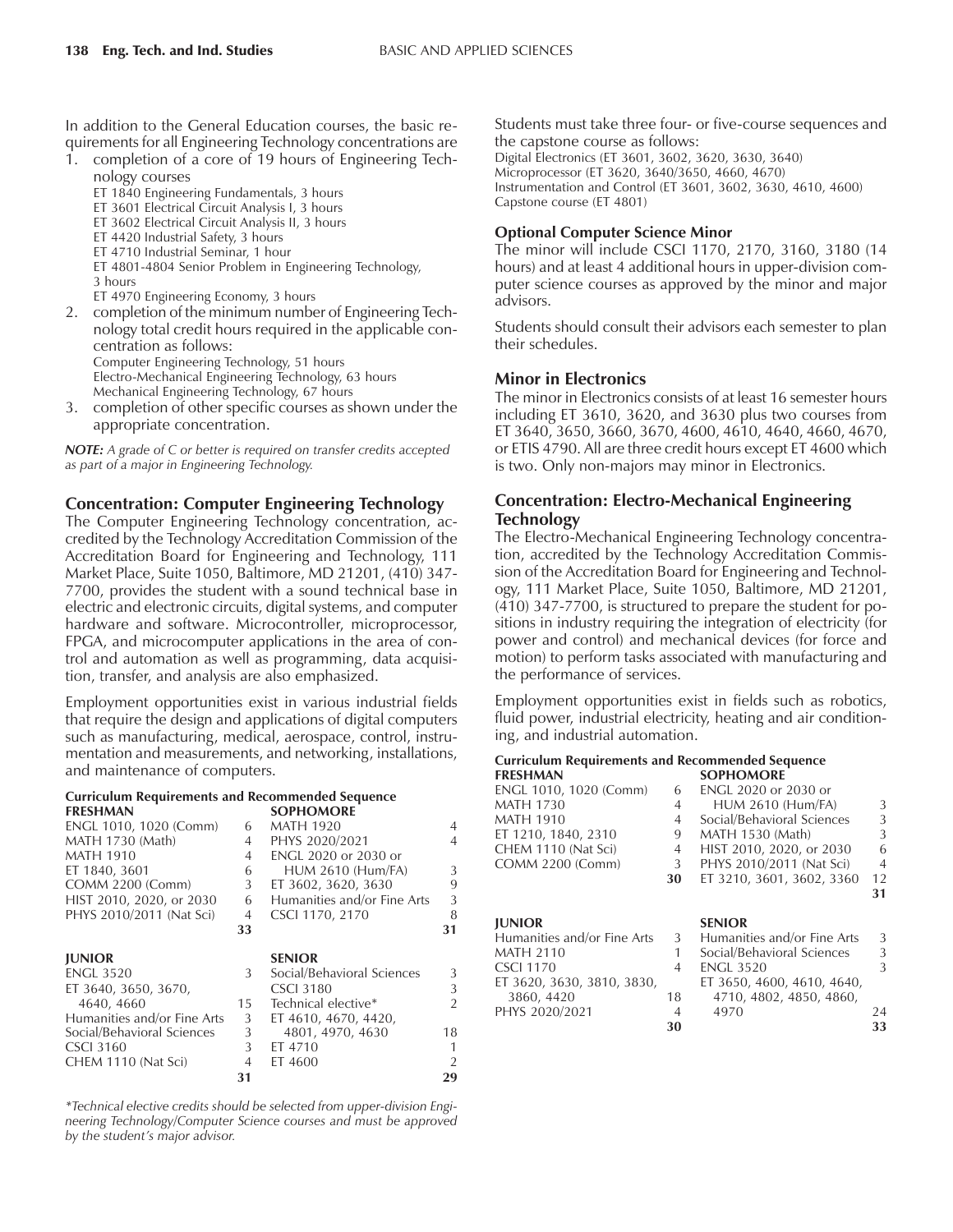In addition to the General Education courses, the basic requirements for all Engineering Technology concentrations are

1. completion of a core of 19 hours of Engineering Technology courses
   - ET 1840 Engineering Fundamentals, 3 hours
   - ET 3601 Electrical Circuit Analysis I, 3 hours
   - ET 3602 Electrical Circuit Analysis II, 3 hours
   - ET 4420 Industrial Safety, 3 hours
   - ET 4710 Industrial Seminar, 1 hour
   - ET 4801-4804 Senior Problem in Engineering Technology, 3 hours
   - ET 4970 Engineering Economy, 3 hours
2. completion of the minimum number of Engineering Technology total credit hours required in the applicable concentration as follows:
   - Computer Engineering Technology, 51 hours
   - Electro-Mechanical Engineering Technology, 63 hours
   - Mechanical Engineering Technology, 67 hours
3. completion of other specific courses as shown under the appropriate concentration.

***NOTE:*** *A grade of C or better is required on transfer credits accepted as part of a major in Engineering Technology.*

## Concentration: Computer Engineering Technology

The Computer Engineering Technology concentration, accredited by the Technology Accreditation Commission of the Accreditation Board for Engineering and Technology, 111 Market Place, Suite 1050, Baltimore, MD 21201, (410) 347-7700, provides the student with a sound technical base in electric and electronic circuits, digital systems, and computer hardware and software. Microcontroller, microprocessor, FPGA, and microcomputer applications in the area of control and automation as well as programming, data acquisition, transfer, and analysis are also emphasized.

Employment opportunities exist in various industrial fields that require the design and applications of digital computers such as manufacturing, medical, aerospace, control, instrumentation and measurements, and networking, installations, and maintenance of computers.

### Curriculum Requirements and Recommended Sequence

| FRESHMAN | | SOPHOMORE | |
|---|---|---|---|
| ENGL 1010, 1020 (Comm) | 6 | MATH 1920 | 4 |
| MATH 1730 (Math) | 4 | PHYS 2020/2021 | 4 |
| MATH 1910 | 4 | ENGL 2020 or 2030 or HUM 2610 (Hum/FA) | 3 |
| ET 1840, 3601 | 6 | ET 3602, 3620, 3630 | 9 |
| COMM 2200 (Comm) | 3 | Humanities and/or Fine Arts | 3 |
| HIST 2010, 2020, or 2030 | 6 | CSCI 1170, 2170 | 8 |
| PHYS 2010/2011 (Nat Sci) | 4 | | |
| | **33** | | **31** |

| JUNIOR | | SENIOR | |
|---|---|---|---|
| ENGL 3520 | 3 | Social/Behavioral Sciences | 3 |
| ET 3640, 3650, 3670, 4640, 4660 | 15 | CSCI 3180 | 3 |
| Humanities and/or Fine Arts | 3 | Technical elective* | 2 |
| Social/Behavioral Sciences | 3 | ET 4610, 4670, 4420, 4801, 4970, 4630 | 18 |
| CSCI 3160 | 3 | ET 4710 | 1 |
| CHEM 1110 (Nat Sci) | 4 | ET 4600 | 2 |
| | **31** | | **29** |

*\*Technical elective credits should be selected from upper-division Engineering Technology/Computer Science courses and must be approved by the student's major advisor.*

Students must take three four- or five-course sequences and the capstone course as follows:

Digital Electronics (ET 3601, 3602, 3620, 3630, 3640)
Microprocessor (ET 3620, 3640/3650, 4660, 4670)
Instrumentation and Control (ET 3601, 3602, 3630, 4610, 4600)
Capstone course (ET 4801)

### Optional Computer Science Minor

The minor will include CSCI 1170, 2170, 3160, 3180 (14 hours) and at least 4 additional hours in upper-division computer science courses as approved by the minor and major advisors.

Students should consult their advisors each semester to plan their schedules.

## Minor in Electronics

The minor in Electronics consists of at least 16 semester hours including ET 3610, 3620, and 3630 plus two courses from ET 3640, 3650, 3660, 3670, 4600, 4610, 4640, 4660, 4670, or ETIS 4790. All are three credit hours except ET 4600 which is two. Only non-majors may minor in Electronics.

## Concentration: Electro-Mechanical Engineering Technology

The Electro-Mechanical Engineering Technology concentration, accredited by the Technology Accreditation Commission of the Accreditation Board for Engineering and Technology, 111 Market Place, Suite 1050, Baltimore, MD 21201, (410) 347-7700, is structured to prepare the student for positions in industry requiring the integration of electricity (for power and control) and mechanical devices (for force and motion) to perform tasks associated with manufacturing and the performance of services.

Employment opportunities exist in fields such as robotics, fluid power, industrial electricity, heating and air conditioning, and industrial automation.

### Curriculum Requirements and Recommended Sequence

| FRESHMAN | | SOPHOMORE | |
|---|---|---|---|
| ENGL 1010, 1020 (Comm) | 6 | ENGL 2020 or 2030 or HUM 2610 (Hum/FA) | 3 |
| MATH 1730 | 4 | Social/Behavioral Sciences | 3 |
| MATH 1910 | 4 | MATH 1530 (Math) | 3 |
| ET 1210, 1840, 2310 | 9 | HIST 2010, 2020, or 2030 | 6 |
| CHEM 1110 (Nat Sci) | 4 | PHYS 2010/2011 (Nat Sci) | 4 |
| COMM 2200 (Comm) | 3 | ET 3210, 3601, 3602, 3360 | 12 |
| | **30** | | **31** |

| JUNIOR | | SENIOR | |
|---|---|---|---|
| Humanities and/or Fine Arts | 3 | Humanities and/or Fine Arts | 3 |
| MATH 2110 | 1 | Social/Behavioral Sciences | 3 |
| CSCI 1170 | 4 | ENGL 3520 | 3 |
| ET 3620, 3630, 3810, 3830, 3860, 4420 | 18 | ET 3650, 4600, 4610, 4640, 4710, 4802, 4850, 4860, 4970 | 24 |
| PHYS 2020/2021 | 4 | | |
| | **30** | | **33** |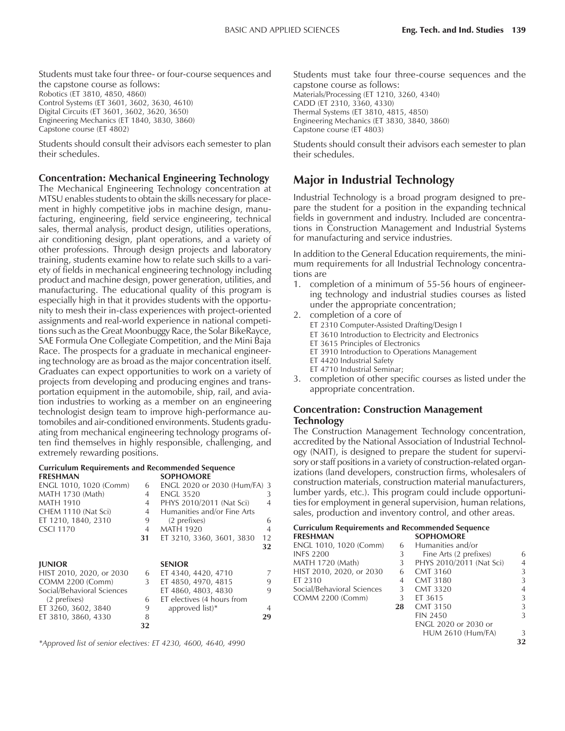Students must take four three- or four-course sequences and the capstone course as follows:
Robotics (ET 3810, 4850, 4860)
Control Systems (ET 3601, 3602, 3630, 4610)
Digital Circuits (ET 3601, 3602, 3620, 3650)
Engineering Mechanics (ET 1840, 3830, 3860)
Capstone course (ET 4802)

Students should consult their advisors each semester to plan their schedules.

### Concentration: Mechanical Engineering Technology

The Mechanical Engineering Technology concentration at MTSU enables students to obtain the skills necessary for placement in highly competitive jobs in machine design, manufacturing, engineering, field service engineering, technical sales, thermal analysis, product design, utilities operations, air conditioning design, plant operations, and a variety of other professions. Through design projects and laboratory training, students examine how to relate such skills to a variety of fields in mechanical engineering technology including product and machine design, power generation, utilities, and manufacturing. The educational quality of this program is especially high in that it provides students with the opportunity to mesh their in-class experiences with project-oriented assignments and real-world experience in national competitions such as the Great Moonbuggy Race, the Solar BikeRayce, SAE Formula One Collegiate Competition, and the Mini Baja Race. The prospects for a graduate in mechanical engineering technology are as broad as the major concentration itself. Graduates can expect opportunities to work on a variety of projects from developing and producing engines and transportation equipment in the automobile, ship, rail, and aviation industries to working as a member on an engineering technologist design team to improve high-performance automobiles and air-conditioned environments. Students graduating from mechanical engineering technology programs often find themselves in highly responsible, challenging, and extremely rewarding positions.

**Curriculum Requirements and Recommended Sequence**

| FRESHMAN | | SOPHOMORE | |
|---|---|---|---|
| ENGL 1010, 1020 (Comm) | 6 | ENGL 2020 or 2030 (Hum/FA) | 3 |
| MATH 1730 (Math) | 4 | ENGL 3520 | 3 |
| MATH 1910 | 4 | PHYS 2010/2011 (Nat Sci) | 4 |
| CHEM 1110 (Nat Sci) | 4 | Humanities and/or Fine Arts (2 prefixes) | 6 |
| ET 1210, 1840, 2310 | 9 | MATH 1920 | 4 |
| CSCI 1170 | 4 | ET 3210, 3360, 3601, 3830 | 12 |
| | **31** | | **32** |

| JUNIOR | | SENIOR | |
|---|---|---|---|
| HIST 2010, 2020, or 2030 | 6 | ET 4340, 4420, 4710 | 7 |
| COMM 2200 (Comm) | 3 | ET 4850, 4970, 4815 | 9 |
| Social/Behavioral Sciences (2 prefixes) | 6 | ET 4860, 4803, 4830 | 9 |
| ET 3260, 3602, 3840 | 9 | ET electives (4 hours from approved list)* | 4 |
| ET 3810, 3860, 4330 | 8 | | **29** |
| | **32** | | |

*\*Approved list of senior electives: ET 4230, 4600, 4640, 4990*

Students must take four three-course sequences and the capstone course as follows:
Materials/Processing (ET 1210, 3260, 4340)
CADD (ET 2310, 3360, 4330)
Thermal Systems (ET 3810, 4815, 4850)
Engineering Mechanics (ET 3830, 3840, 3860)
Capstone course (ET 4803)

Students should consult their advisors each semester to plan their schedules.

## Major in Industrial Technology

Industrial Technology is a broad program designed to prepare the student for a position in the expanding technical fields in government and industry. Included are concentrations in Construction Management and Industrial Systems for manufacturing and service industries.

In addition to the General Education requirements, the minimum requirements for all Industrial Technology concentrations are

1. completion of a minimum of 55-56 hours of engineering technology and industrial studies courses as listed under the appropriate concentration;
2. completion of a core of
   ET 2310 Computer-Assisted Drafting/Design I
   ET 3610 Introduction to Electricity and Electronics
   ET 3615 Principles of Electronics
   ET 3910 Introduction to Operations Management
   ET 4420 Industrial Safety
   ET 4710 Industrial Seminar;
3. completion of other specific courses as listed under the appropriate concentration.

### Concentration: Construction Management Technology

The Construction Management Technology concentration, accredited by the National Association of Industrial Technology (NAIT), is designed to prepare the student for supervisory or staff positions in a variety of construction-related organizations (land developers, construction firms, wholesalers of construction materials, construction material manufacturers, lumber yards, etc.). This program could include opportunities for employment in general supervision, human relations, sales, production and inventory control, and other areas.

**Curriculum Requirements and Recommended Sequence**

| FRESHMAN | | SOPHOMORE | |
|---|---|---|---|
| ENGL 1010, 1020 (Comm) | 6 | Humanities and/or Fine Arts (2 prefixes) | 6 |
| INFS 2200 | 3 | PHYS 2010/2011 (Nat Sci) | 4 |
| MATH 1720 (Math) | 3 | CMT 3160 | 3 |
| HIST 2010, 2020, or 2030 | 6 | CMT 3180 | 3 |
| ET 2310 | 4 | CMT 3320 | 4 |
| Social/Behavioral Sciences | 3 | ET 3615 | 3 |
| COMM 2200 (Comm) | 3 | CMT 3150 | 3 |
| | **28** | FIN 2450 | 3 |
| | | ENGL 2020 or 2030 or HUM 2610 (Hum/FA) | 3 |
| | | | **32** |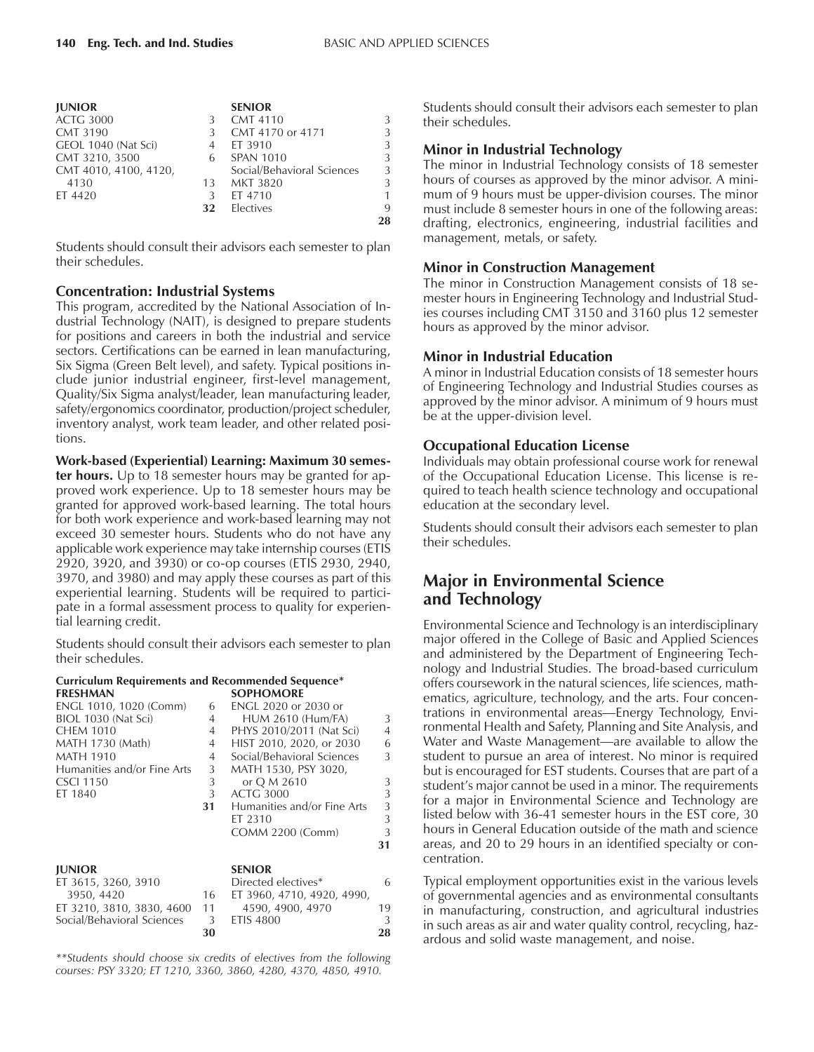| JUNIOR | | SENIOR | |
|---|---|---|---|
| ACTG 3000 | 3 | CMT 4110 | 3 |
| CMT 3190 | 3 | CMT 4170 or 4171 | 3 |
| GEOL 1040 (Nat Sci) | 4 | ET 3910 | 3 |
| CMT 3210, 3500 | 6 | SPAN 1010 | 3 |
| CMT 4010, 4100, 4120, 4130 | 13 | Social/Behavioral Sciences | 3 |
| ET 4420 | 3 | MKT 3820 | 3 |
| | | ET 4710 | 1 |
| | **32** | Electives | 9 |
| | | | **28** |

Students should consult their advisors each semester to plan their schedules.

### Concentration: Industrial Systems

This program, accredited by the National Association of Industrial Technology (NAIT), is designed to prepare students for positions and careers in both the industrial and service sectors. Certifications can be earned in lean manufacturing, Six Sigma (Green Belt level), and safety. Typical positions include junior industrial engineer, first-level management, Quality/Six Sigma analyst/leader, lean manufacturing leader, safety/ergonomics coordinator, production/project scheduler, inventory analyst, work team leader, and other related positions.

**Work-based (Experiential) Learning: Maximum 30 semester hours.** Up to 18 semester hours may be granted for approved work experience. Up to 18 semester hours may be granted for approved work-based learning. The total hours for both work experience and work-based learning may not exceed 30 semester hours. Students who do not have any applicable work experience may take internship courses (ETIS 2920, 3920, and 3930) or co-op courses (ETIS 2930, 2940, 3970, and 3980) and may apply these courses as part of this experiential learning. Students will be required to participate in a formal assessment process to quality for experiential learning credit.

Students should consult their advisors each semester to plan their schedules.

**Curriculum Requirements and Recommended Sequence***

| FRESHMAN | | SOPHOMORE | |
|---|---|---|---|
| ENGL 1010, 1020 (Comm) | 6 | ENGL 2020 or 2030 or HUM 2610 (Hum/FA) | 3 |
| BIOL 1030 (Nat Sci) | 4 | PHYS 2010/2011 (Nat Sci) | 4 |
| CHEM 1010 | 4 | HIST 2010, 2020, or 2030 | 6 |
| MATH 1730 (Math) | 4 | Social/Behavioral Sciences | 3 |
| MATH 1910 | 4 | MATH 1530, PSY 3020, or Q M 2610 | 3 |
| Humanities and/or Fine Arts | 3 | ACTG 3000 | 3 |
| CSCI 1150 | 3 | Humanities and/or Fine Arts | 3 |
| ET 1840 | 3 | ET 2310 | 3 |
| | **31** | COMM 2200 (Comm) | 3 |
| | | | **31** |

| JUNIOR | | SENIOR | |
|---|---|---|---|
| ET 3615, 3260, 3910 3950, 4420 | 16 | Directed electives* | 6 |
| ET 3210, 3810, 3830, 4600 | 11 | ET 3960, 4710, 4920, 4990, 4590, 4900, 4970 | 19 |
| Social/Behavioral Sciences | 3 | ETIS 4800 | 3 |
| | **30** | | **28** |

*\*\*Students should choose six credits of electives from the following courses: PSY 3320; ET 1210, 3360, 3860, 4280, 4370, 4850, 4910.*

Students should consult their advisors each semester to plan their schedules.

### Minor in Industrial Technology

The minor in Industrial Technology consists of 18 semester hours of courses as approved by the minor advisor. A minimum of 9 hours must be upper-division courses. The minor must include 8 semester hours in one of the following areas: drafting, electronics, engineering, industrial facilities and management, metals, or safety.

### Minor in Construction Management

The minor in Construction Management consists of 18 semester hours in Engineering Technology and Industrial Studies courses including CMT 3150 and 3160 plus 12 semester hours as approved by the minor advisor.

### Minor in Industrial Education

A minor in Industrial Education consists of 18 semester hours of Engineering Technology and Industrial Studies courses as approved by the minor advisor. A minimum of 9 hours must be at the upper-division level.

### Occupational Education License

Individuals may obtain professional course work for renewal of the Occupational Education License. This license is required to teach health science technology and occupational education at the secondary level.

Students should consult their advisors each semester to plan their schedules.

## Major in Environmental Science and Technology

Environmental Science and Technology is an interdisciplinary major offered in the College of Basic and Applied Sciences and administered by the Department of Engineering Technology and Industrial Studies. The broad-based curriculum offers coursework in the natural sciences, life sciences, mathematics, agriculture, technology, and the arts. Four concentrations in environmental areas—Energy Technology, Environmental Health and Safety, Planning and Site Analysis, and Water and Waste Management—are available to allow the student to pursue an area of interest. No minor is required but is encouraged for EST students. Courses that are part of a student's major cannot be used in a minor. The requirements for a major in Environmental Science and Technology are listed below with 36-41 semester hours in the EST core, 30 hours in General Education outside of the math and science areas, and 20 to 29 hours in an identified specialty or concentration.

Typical employment opportunities exist in the various levels of governmental agencies and as environmental consultants in manufacturing, construction, and agricultural industries in such areas as air and water quality control, recycling, hazardous and solid waste management, and noise.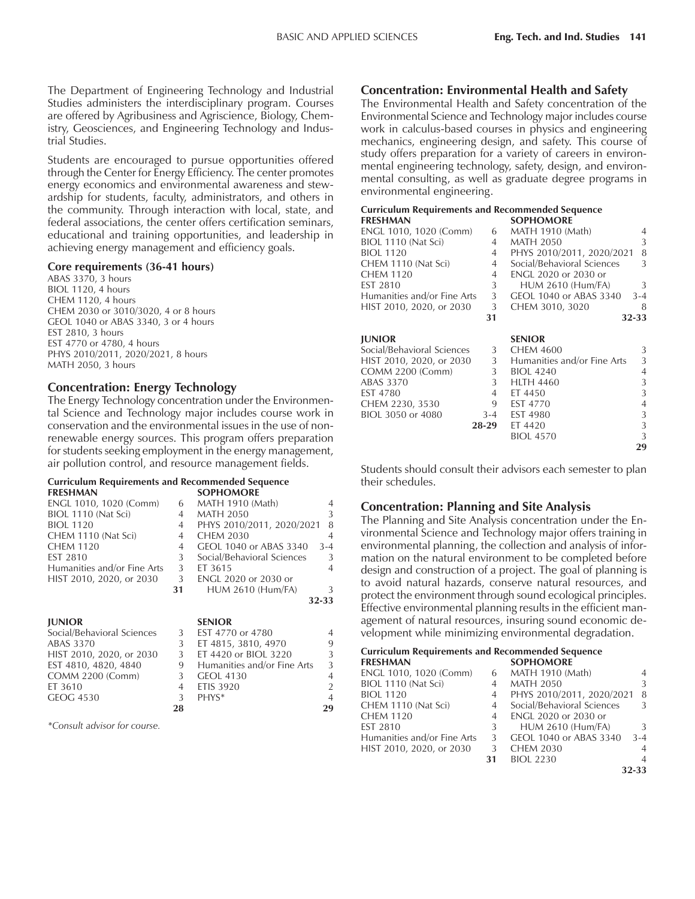The Department of Engineering Technology and Industrial Studies administers the interdisciplinary program. Courses are offered by Agribusiness and Agriscience, Biology, Chemistry, Geosciences, and Engineering Technology and Industrial Studies.

Students are encouraged to pursue opportunities offered through the Center for Energy Efficiency. The center promotes energy economics and environmental awareness and stewardship for students, faculty, administrators, and others in the community. Through interaction with local, state, and federal associations, the center offers certification seminars, educational and training opportunities, and leadership in achieving energy management and efficiency goals.

**Core requirements (36-41 hours)**

ABAS 3370, 3 hours
BIOL 1120, 4 hours
CHEM 1120, 4 hours
CHEM 2030 or 3010/3020, 4 or 8 hours
GEOL 1040 or ABAS 3340, 3 or 4 hours
EST 2810, 3 hours
EST 4770 or 4780, 4 hours
PHYS 2010/2011, 2020/2021, 8 hours
MATH 2050, 3 hours

## Concentration: Energy Technology

The Energy Technology concentration under the Environmental Science and Technology major includes course work in conservation and the environmental issues in the use of nonrenewable energy sources. This program offers preparation for students seeking employment in the energy management, air pollution control, and resource management fields.

**Curriculum Requirements and Recommended Sequence**

| FRESHMAN | | SOPHOMORE | |
|---|---|---|---|
| ENGL 1010, 1020 (Comm) | 6 | MATH 1910 (Math) | 4 |
| BIOL 1110 (Nat Sci) | 4 | MATH 2050 | 3 |
| BIOL 1120 | 4 | PHYS 2010/2011, 2020/2021 | 8 |
| CHEM 1110 (Nat Sci) | 4 | CHEM 2030 | 4 |
| CHEM 1120 | 4 | GEOL 1040 or ABAS 3340 | 3-4 |
| EST 2810 | 3 | Social/Behavioral Sciences | 3 |
| Humanities and/or Fine Arts | 3 | ET 3615 | 4 |
| HIST 2010, 2020, or 2030 | 3 | ENGL 2020 or 2030 or HUM 2610 (Hum/FA) | 3 |
| | **31** | | **32-33** |

| JUNIOR | | SENIOR | |
|---|---|---|---|
| Social/Behavioral Sciences | 3 | EST 4770 or 4780 | 4 |
| ABAS 3370 | 3 | ET 4815, 3810, 4970 | 9 |
| HIST 2010, 2020, or 2030 | 3 | ET 4420 or BIOL 3220 | 3 |
| EST 4810, 4820, 4840 | 9 | Humanities and/or Fine Arts | 3 |
| COMM 2200 (Comm) | 3 | GEOL 4130 | 4 |
| ET 3610 | 4 | ETIS 3920 | 2 |
| GEOG 4530 | 3 | PHYS* | 4 |
| | **28** | | **29** |

*\*Consult advisor for course.*

## Concentration: Environmental Health and Safety

The Environmental Health and Safety concentration of the Environmental Science and Technology major includes course work in calculus-based courses in physics and engineering mechanics, engineering design, and safety. This course of study offers preparation for a variety of careers in environmental engineering technology, safety, design, and environmental consulting, as well as graduate degree programs in environmental engineering.

**Curriculum Requirements and Recommended Sequence**

| FRESHMAN | | SOPHOMORE | |
|---|---|---|---|
| ENGL 1010, 1020 (Comm) | 6 | MATH 1910 (Math) | 4 |
| BIOL 1110 (Nat Sci) | 4 | MATH 2050 | 3 |
| BIOL 1120 | 4 | PHYS 2010/2011, 2020/2021 | 8 |
| CHEM 1110 (Nat Sci) | 4 | Social/Behavioral Sciences | 3 |
| CHEM 1120 | 4 | ENGL 2020 or 2030 or HUM 2610 (Hum/FA) | 3 |
| EST 2810 | 3 | GEOL 1040 or ABAS 3340 | 3-4 |
| Humanities and/or Fine Arts | 3 | CHEM 3010, 3020 | 8 |
| HIST 2010, 2020, or 2030 | 3 | | |
| | **31** | | **32-33** |

| JUNIOR | | SENIOR | |
|---|---|---|---|
| Social/Behavioral Sciences | 3 | CHEM 4600 | 3 |
| HIST 2010, 2020, or 2030 | 3 | Humanities and/or Fine Arts | 3 |
| COMM 2200 (Comm) | 3 | BIOL 4240 | 4 |
| ABAS 3370 | 3 | HLTH 4460 | 3 |
| EST 4780 | 4 | ET 4450 | 3 |
| CHEM 2230, 3530 | 9 | EST 4770 | 4 |
| BIOL 3050 or 4080 | 3-4 | EST 4980 | 3 |
| | **28-29** | ET 4420 | 3 |
| | | BIOL 4570 | 3 |
| | | | **29** |

Students should consult their advisors each semester to plan their schedules.

## Concentration: Planning and Site Analysis

The Planning and Site Analysis concentration under the Environmental Science and Technology major offers training in environmental planning, the collection and analysis of information on the natural environment to be completed before design and construction of a project. The goal of planning is to avoid natural hazards, conserve natural resources, and protect the environment through sound ecological principles. Effective environmental planning results in the efficient management of natural resources, insuring sound economic development while minimizing environmental degradation.

**Curriculum Requirements and Recommended Sequence**

| FRESHMAN | | SOPHOMORE | |
|---|---|---|---|
| ENGL 1010, 1020 (Comm) | 6 | MATH 1910 (Math) | 4 |
| BIOL 1110 (Nat Sci) | 4 | MATH 2050 | 3 |
| BIOL 1120 | 4 | PHYS 2010/2011, 2020/2021 | 8 |
| CHEM 1110 (Nat Sci) | 4 | Social/Behavioral Sciences | 3 |
| CHEM 1120 | 4 | ENGL 2020 or 2030 or HUM 2610 (Hum/FA) | 3 |
| EST 2810 | 3 | GEOL 1040 or ABAS 3340 | 3-4 |
| Humanities and/or Fine Arts | 3 | CHEM 2030 | 4 |
| HIST 2010, 2020, or 2030 | 3 | BIOL 2230 | 4 |
| | **31** | | **32-33** |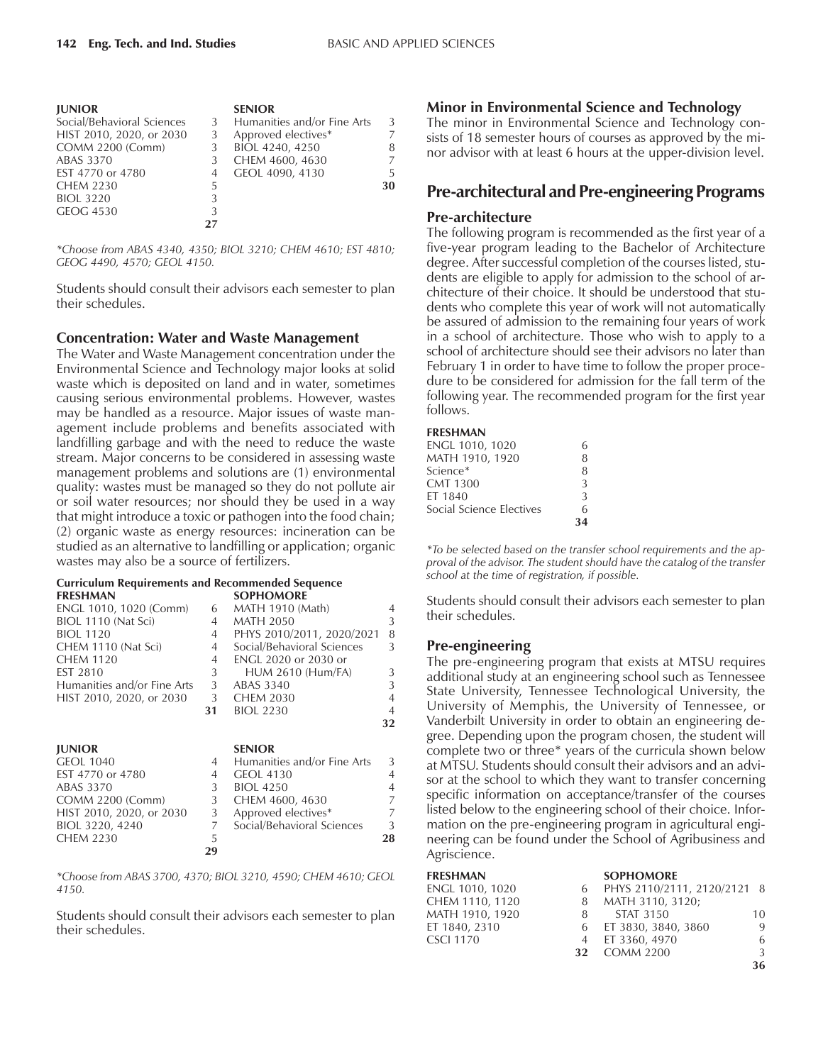| JUNIOR | | SENIOR | |
|---|---|---|---|
| Social/Behavioral Sciences | 3 | Humanities and/or Fine Arts | 3 |
| HIST 2010, 2020, or 2030 | 3 | Approved electives* | 7 |
| COMM 2200 (Comm) | 3 | BIOL 4240, 4250 | 8 |
| ABAS 3370 | 3 | CHEM 4600, 4630 | 7 |
| EST 4770 or 4780 | 4 | GEOL 4090, 4130 | 5 |
| CHEM 2230 | 5 | | **30** |
| BIOL 3220 | 3 | | |
| GEOG 4530 | 3 | | |
| | **27** | | |

*Choose from ABAS 4340, 4350; BIOL 3210; CHEM 4610; EST 4810; GEOG 4490, 4570; GEOL 4150.

Students should consult their advisors each semester to plan their schedules.

### Concentration: Water and Waste Management

The Water and Waste Management concentration under the Environmental Science and Technology major looks at solid waste which is deposited on land and in water, sometimes causing serious environmental problems. However, wastes may be handled as a resource. Major issues of waste management include problems and benefits associated with landfilling garbage and with the need to reduce the waste stream. Major concerns to be considered in assessing waste management problems and solutions are (1) environmental quality: wastes must be managed so they do not pollute air or soil water resources; nor should they be used in a way that might introduce a toxic or pathogen into the food chain; (2) organic waste as energy resources: incineration can be studied as an alternative to landfilling or application; organic wastes may also be a source of fertilizers.

**Curriculum Requirements and Recommended Sequence**

| FRESHMAN | | SOPHOMORE | |
|---|---|---|---|
| ENGL 1010, 1020 (Comm) | 6 | MATH 1910 (Math) | 4 |
| BIOL 1110 (Nat Sci) | 4 | MATH 2050 | 3 |
| BIOL 1120 | 4 | PHYS 2010/2011, 2020/2021 | 8 |
| CHEM 1110 (Nat Sci) | 4 | Social/Behavioral Sciences | 3 |
| CHEM 1120 | 4 | ENGL 2020 or 2030 or HUM 2610 (Hum/FA) | 3 |
| EST 2810 | 3 | ABAS 3340 | 3 |
| Humanities and/or Fine Arts | 3 | CHEM 2030 | 4 |
| HIST 2010, 2020, or 2030 | 3 | BIOL 2230 | 4 |
| | **31** | | **32** |

| JUNIOR | | SENIOR | |
|---|---|---|---|
| GEOL 1040 | 4 | Humanities and/or Fine Arts | 3 |
| EST 4770 or 4780 | 4 | GEOL 4130 | 4 |
| ABAS 3370 | 3 | BIOL 4250 | 4 |
| COMM 2200 (Comm) | 3 | CHEM 4600, 4630 | 7 |
| HIST 2010, 2020, or 2030 | 3 | Approved electives* | 7 |
| BIOL 3220, 4240 | 7 | Social/Behavioral Sciences | 3 |
| CHEM 2230 | 5 | | **28** |
| | **29** | | |

*Choose from ABAS 3700, 4370; BIOL 3210, 4590; CHEM 4610; GEOL 4150.

Students should consult their advisors each semester to plan their schedules.

### Minor in Environmental Science and Technology

The minor in Environmental Science and Technology consists of 18 semester hours of courses as approved by the minor advisor with at least 6 hours at the upper-division level.

## Pre-architectural and Pre-engineering Programs

### Pre-architecture

The following program is recommended as the first year of a five-year program leading to the Bachelor of Architecture degree. After successful completion of the courses listed, students are eligible to apply for admission to the school of architecture of their choice. It should be understood that students who complete this year of work will not automatically be assured of admission to the remaining four years of work in a school of architecture. Those who wish to apply to a school of architecture should see their advisors no later than February 1 in order to have time to follow the proper procedure to be considered for admission for the fall term of the following year. The recommended program for the first year follows.

| FRESHMAN | |
|---|---|
| ENGL 1010, 1020 | 6 |
| MATH 1910, 1920 | 8 |
| Science* | 8 |
| CMT 1300 | 3 |
| ET 1840 | 3 |
| Social Science Electives | 6 |
| | **34** |

*To be selected based on the transfer school requirements and the approval of the advisor. The student should have the catalog of the transfer school at the time of registration, if possible.

Students should consult their advisors each semester to plan their schedules.

### Pre-engineering

The pre-engineering program that exists at MTSU requires additional study at an engineering school such as Tennessee State University, Tennessee Technological University, the University of Memphis, the University of Tennessee, or Vanderbilt University in order to obtain an engineering degree. Depending upon the program chosen, the student will complete two or three* years of the curricula shown below at MTSU. Students should consult their advisors and an advisor at the school to which they want to transfer concerning specific information on acceptance/transfer of the courses listed below to the engineering school of their choice. Information on the pre-engineering program in agricultural engineering can be found under the School of Agribusiness and Agriscience.

| FRESHMAN | | SOPHOMORE | |
|---|---|---|---|
| ENGL 1010, 1020 | 6 | PHYS 2110/2111, 2120/2121 | 8 |
| CHEM 1110, 1120 | 8 | MATH 3110, 3120; STAT 3150 | 10 |
| MATH 1910, 1920 | 8 | ET 3830, 3840, 3860 | 9 |
| ET 1840, 2310 | 6 | ET 3360, 4970 | 6 |
| CSCI 1170 | 4 | COMM 2200 | 3 |
| | **32** | | **36** |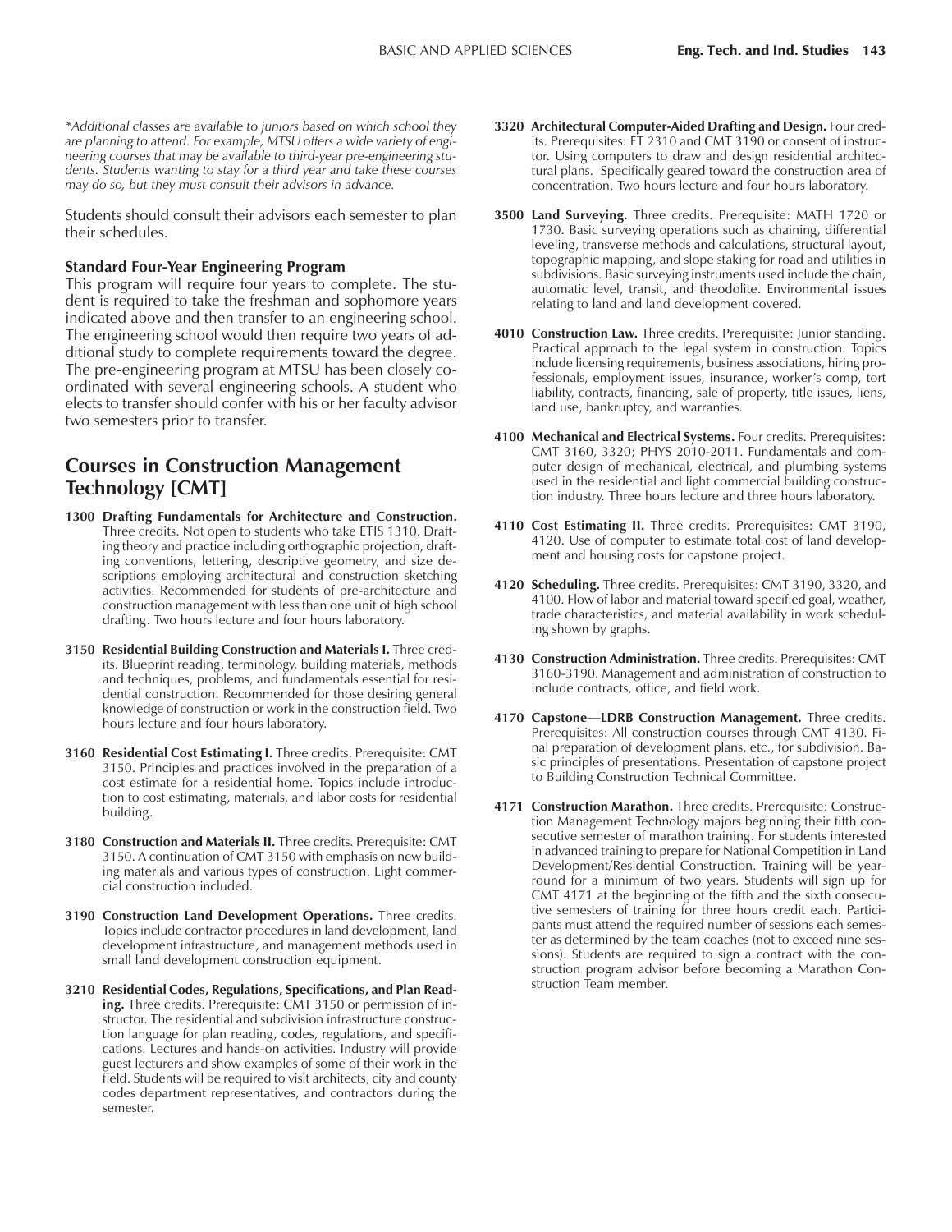*\*Additional classes are available to juniors based on which school they are planning to attend. For example, MTSU offers a wide variety of engineering courses that may be available to third-year pre-engineering students. Students wanting to stay for a third year and take these courses may do so, but they must consult their advisors in advance.*

Students should consult their advisors each semester to plan their schedules.

**Standard Four-Year Engineering Program**

This program will require four years to complete. The student is required to take the freshman and sophomore years indicated above and then transfer to an engineering school. The engineering school would then require two years of additional study to complete requirements toward the degree. The pre-engineering program at MTSU has been closely coordinated with several engineering schools. A student who elects to transfer should confer with his or her faculty advisor two semesters prior to transfer.

## Courses in Construction Management Technology [CMT]

**1300 Drafting Fundamentals for Architecture and Construction.** Three credits. Not open to students who take ETIS 1310. Drafting theory and practice including orthographic projection, drafting conventions, lettering, descriptive geometry, and size descriptions employing architectural and construction sketching activities. Recommended for students of pre-architecture and construction management with less than one unit of high school drafting. Two hours lecture and four hours laboratory.

**3150 Residential Building Construction and Materials I.** Three credits. Blueprint reading, terminology, building materials, methods and techniques, problems, and fundamentals essential for residential construction. Recommended for those desiring general knowledge of construction or work in the construction field. Two hours lecture and four hours laboratory.

**3160 Residential Cost Estimating I.** Three credits. Prerequisite: CMT 3150. Principles and practices involved in the preparation of a cost estimate for a residential home. Topics include introduction to cost estimating, materials, and labor costs for residential building.

**3180 Construction and Materials II.** Three credits. Prerequisite: CMT 3150. A continuation of CMT 3150 with emphasis on new building materials and various types of construction. Light commercial construction included.

**3190 Construction Land Development Operations.** Three credits. Topics include contractor procedures in land development, land development infrastructure, and management methods used in small land development construction equipment.

**3210 Residential Codes, Regulations, Specifications, and Plan Reading.** Three credits. Prerequisite: CMT 3150 or permission of instructor. The residential and subdivision infrastructure construction language for plan reading, codes, regulations, and specifications. Lectures and hands-on activities. Industry will provide guest lecturers and show examples of some of their work in the field. Students will be required to visit architects, city and county codes department representatives, and contractors during the semester.

**3320 Architectural Computer-Aided Drafting and Design.** Four credits. Prerequisites: ET 2310 and CMT 3190 or consent of instructor. Using computers to draw and design residential architectural plans. Specifically geared toward the construction area of concentration. Two hours lecture and four hours laboratory.

**3500 Land Surveying.** Three credits. Prerequisite: MATH 1720 or 1730. Basic surveying operations such as chaining, differential leveling, transverse methods and calculations, structural layout, topographic mapping, and slope staking for road and utilities in subdivisions. Basic surveying instruments used include the chain, automatic level, transit, and theodolite. Environmental issues relating to land and land development covered.

**4010 Construction Law.** Three credits. Prerequisite: Junior standing. Practical approach to the legal system in construction. Topics include licensing requirements, business associations, hiring professionals, employment issues, insurance, worker's comp, tort liability, contracts, financing, sale of property, title issues, liens, land use, bankruptcy, and warranties.

**4100 Mechanical and Electrical Systems.** Four credits. Prerequisites: CMT 3160, 3320; PHYS 2010-2011. Fundamentals and computer design of mechanical, electrical, and plumbing systems used in the residential and light commercial building construction industry. Three hours lecture and three hours laboratory.

**4110 Cost Estimating II.** Three credits. Prerequisites: CMT 3190, 4120. Use of computer to estimate total cost of land development and housing costs for capstone project.

**4120 Scheduling.** Three credits. Prerequisites: CMT 3190, 3320, and 4100. Flow of labor and material toward specified goal, weather, trade characteristics, and material availability in work scheduling shown by graphs.

**4130 Construction Administration.** Three credits. Prerequisites: CMT 3160-3190. Management and administration of construction to include contracts, office, and field work.

**4170 Capstone—LDRB Construction Management.** Three credits. Prerequisites: All construction courses through CMT 4130. Final preparation of development plans, etc., for subdivision. Basic principles of presentations. Presentation of capstone project to Building Construction Technical Committee.

**4171 Construction Marathon.** Three credits. Prerequisite: Construction Management Technology majors beginning their fifth consecutive semester of marathon training. For students interested in advanced training to prepare for National Competition in Land Development/Residential Construction. Training will be year-round for a minimum of two years. Students will sign up for CMT 4171 at the beginning of the fifth and the sixth consecutive semesters of training for three hours credit each. Participants must attend the required number of sessions each semester as determined by the team coaches (not to exceed nine sessions). Students are required to sign a contract with the construction program advisor before becoming a Marathon Construction Team member.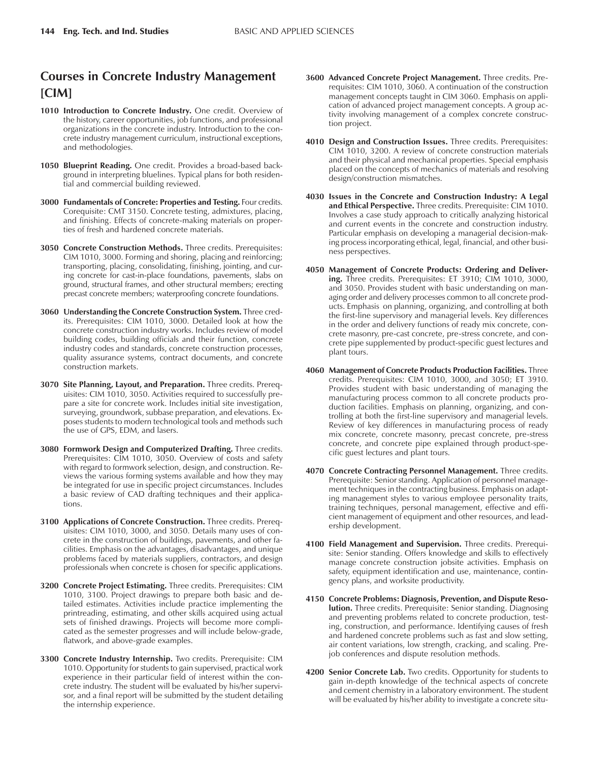## Courses in Concrete Industry Management [CIM]

**1010 Introduction to Concrete Industry.** One credit. Overview of the history, career opportunities, job functions, and professional organizations in the concrete industry. Introduction to the concrete industry management curriculum, instructional exceptions, and methodologies.

**1050 Blueprint Reading.** One credit. Provides a broad-based background in interpreting bluelines. Typical plans for both residential and commercial building reviewed.

**3000 Fundamentals of Concrete: Properties and Testing.** Four credits. Corequisite: CMT 3150. Concrete testing, admixtures, placing, and finishing. Effects of concrete-making materials on properties of fresh and hardened concrete materials.

**3050 Concrete Construction Methods.** Three credits. Prerequisites: CIM 1010, 3000. Forming and shoring, placing and reinforcing; transporting, placing, consolidating, finishing, jointing, and curing concrete for cast-in-place foundations, pavements, slabs on ground, structural frames, and other structural members; erecting precast concrete members; waterproofing concrete foundations.

**3060 Understanding the Concrete Construction System.** Three credits. Prerequisites: CIM 1010, 3000. Detailed look at how the concrete construction industry works. Includes review of model building codes, building officials and their function, concrete industry codes and standards, concrete construction processes, quality assurance systems, contract documents, and concrete construction markets.

**3070 Site Planning, Layout, and Preparation.** Three credits. Prerequisites: CIM 1010, 3050. Activities required to successfully prepare a site for concrete work. Includes initial site investigation, surveying, groundwork, subbase preparation, and elevations. Exposes students to modern technological tools and methods such the use of GPS, EDM, and lasers.

**3080 Formwork Design and Computerized Drafting.** Three credits. Prerequisites: CIM 1010, 3050. Overview of costs and safety with regard to formwork selection, design, and construction. Reviews the various forming systems available and how they may be integrated for use in specific project circumstances. Includes a basic review of CAD drafting techniques and their applications.

**3100 Applications of Concrete Construction.** Three credits. Prerequisites: CIM 1010, 3000, and 3050. Details many uses of concrete in the construction of buildings, pavements, and other facilities. Emphasis on the advantages, disadvantages, and unique problems faced by materials suppliers, contractors, and design professionals when concrete is chosen for specific applications.

**3200 Concrete Project Estimating.** Three credits. Prerequisites: CIM 1010, 3100. Project drawings to prepare both basic and detailed estimates. Activities include practice implementing the printreading, estimating, and other skills acquired using actual sets of finished drawings. Projects will become more complicated as the semester progresses and will include below-grade, flatwork, and above-grade examples.

**3300 Concrete Industry Internship.** Two credits. Prerequisite: CIM 1010. Opportunity for students to gain supervised, practical work experience in their particular field of interest within the concrete industry. The student will be evaluated by his/her supervisor, and a final report will be submitted by the student detailing the internship experience.

**3600 Advanced Concrete Project Management.** Three credits. Prerequisites: CIM 1010, 3060. A continuation of the construction management concepts taught in CIM 3060. Emphasis on application of advanced project management concepts. A group activity involving management of a complex concrete construction project.

**4010 Design and Construction Issues.** Three credits. Prerequisites: CIM 1010, 3200. A review of concrete construction materials and their physical and mechanical properties. Special emphasis placed on the concepts of mechanics of materials and resolving design/construction mismatches.

**4030 Issues in the Concrete and Construction Industry: A Legal and Ethical Perspective.** Three credits. Prerequisite: CIM 1010. Involves a case study approach to critically analyzing historical and current events in the concrete and construction industry. Particular emphasis on developing a managerial decision-making process incorporating ethical, legal, financial, and other business perspectives.

**4050 Management of Concrete Products: Ordering and Delivering.** Three credits. Prerequisites: ET 3910; CIM 1010, 3000, and 3050. Provides student with basic understanding on managing order and delivery processes common to all concrete products. Emphasis on planning, organizing, and controlling at both the first-line supervisory and managerial levels. Key differences in the order and delivery functions of ready mix concrete, concrete masonry, pre-cast concrete, pre-stress concrete, and concrete pipe supplemented by product-specific guest lectures and plant tours.

**4060 Management of Concrete Products Production Facilities.** Three credits. Prerequisites: CIM 1010, 3000, and 3050; ET 3910. Provides student with basic understanding of managing the manufacturing process common to all concrete products production facilities. Emphasis on planning, organizing, and controlling at both the first-line supervisory and managerial levels. Review of key differences in manufacturing process of ready mix concrete, concrete masonry, precast concrete, pre-stress concrete, and concrete pipe explained through product-specific guest lectures and plant tours.

**4070 Concrete Contracting Personnel Management.** Three credits. Prerequisite: Senior standing. Application of personnel management techniques in the contracting business. Emphasis on adapting management styles to various employee personality traits, training techniques, personal management, effective and efficient management of equipment and other resources, and leadership development.

**4100 Field Management and Supervision.** Three credits. Prerequisite: Senior standing. Offers knowledge and skills to effectively manage concrete construction jobsite activities. Emphasis on safety, equipment identification and use, maintenance, contingency plans, and worksite productivity.

**4150 Concrete Problems: Diagnosis, Prevention, and Dispute Resolution.** Three credits. Prerequisite: Senior standing. Diagnosing and preventing problems related to concrete production, testing, construction, and performance. Identifying causes of fresh and hardened concrete problems such as fast and slow setting, air content variations, low strength, cracking, and scaling. Pre-job conferences and dispute resolution methods.

**4200 Senior Concrete Lab.** Two credits. Opportunity for students to gain in-depth knowledge of the technical aspects of concrete and cement chemistry in a laboratory environment. The student will be evaluated by his/her ability to investigate a concrete situ-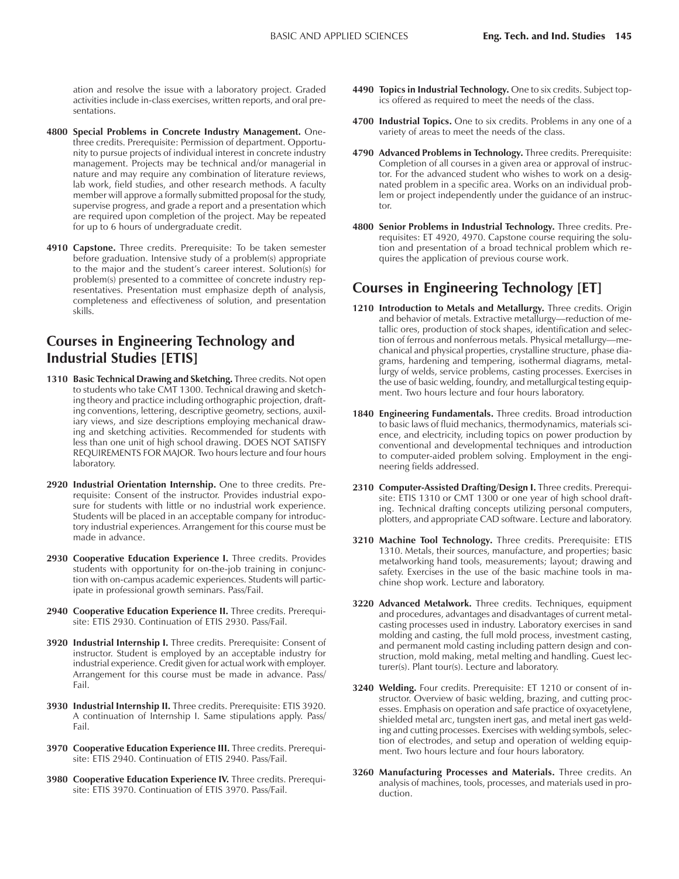ation and resolve the issue with a laboratory project. Graded activities include in-class exercises, written reports, and oral presentations.

**4800 Special Problems in Concrete Industry Management.** One-three credits. Prerequisite: Permission of department. Opportunity to pursue projects of individual interest in concrete industry management. Projects may be technical and/or managerial in nature and may require any combination of literature reviews, lab work, field studies, and other research methods. A faculty member will approve a formally submitted proposal for the study, supervise progress, and grade a report and a presentation which are required upon completion of the project. May be repeated for up to 6 hours of undergraduate credit.

**4910 Capstone.** Three credits. Prerequisite: To be taken semester before graduation. Intensive study of a problem(s) appropriate to the major and the student's career interest. Solution(s) for problem(s) presented to a committee of concrete industry representatives. Presentation must emphasize depth of analysis, completeness and effectiveness of solution, and presentation skills.

## Courses in Engineering Technology and Industrial Studies [ETIS]

**1310 Basic Technical Drawing and Sketching.** Three credits. Not open to students who take CMT 1300. Technical drawing and sketching theory and practice including orthographic projection, drafting conventions, lettering, descriptive geometry, sections, auxiliary views, and size descriptions employing mechanical drawing and sketching activities. Recommended for students with less than one unit of high school drawing. DOES NOT SATISFY REQUIREMENTS FOR MAJOR. Two hours lecture and four hours laboratory.

**2920 Industrial Orientation Internship.** One to three credits. Prerequisite: Consent of the instructor. Provides industrial exposure for students with little or no industrial work experience. Students will be placed in an acceptable company for introductory industrial experiences. Arrangement for this course must be made in advance.

**2930 Cooperative Education Experience I.** Three credits. Provides students with opportunity for on-the-job training in conjunction with on-campus academic experiences. Students will participate in professional growth seminars. Pass/Fail.

**2940 Cooperative Education Experience II.** Three credits. Prerequisite: ETIS 2930. Continuation of ETIS 2930. Pass/Fail.

**3920 Industrial Internship I.** Three credits. Prerequisite: Consent of instructor. Student is employed by an acceptable industry for industrial experience. Credit given for actual work with employer. Arrangement for this course must be made in advance. Pass/Fail.

**3930 Industrial Internship II.** Three credits. Prerequisite: ETIS 3920. A continuation of Internship I. Same stipulations apply. Pass/Fail.

**3970 Cooperative Education Experience III.** Three credits. Prerequisite: ETIS 2940. Continuation of ETIS 2940. Pass/Fail.

**3980 Cooperative Education Experience IV.** Three credits. Prerequisite: ETIS 3970. Continuation of ETIS 3970. Pass/Fail.

**4490 Topics in Industrial Technology.** One to six credits. Subject topics offered as required to meet the needs of the class.

**4700 Industrial Topics.** One to six credits. Problems in any one of a variety of areas to meet the needs of the class.

**4790 Advanced Problems in Technology.** Three credits. Prerequisite: Completion of all courses in a given area or approval of instructor. For the advanced student who wishes to work on a designated problem in a specific area. Works on an individual problem or project independently under the guidance of an instructor.

**4800 Senior Problems in Industrial Technology.** Three credits. Prerequisites: ET 4920, 4970. Capstone course requiring the solution and presentation of a broad technical problem which requires the application of previous course work.

## Courses in Engineering Technology [ET]

**1210 Introduction to Metals and Metallurgy.** Three credits. Origin and behavior of metals. Extractive metallurgy—reduction of metallic ores, production of stock shapes, identification and selection of ferrous and nonferrous metals. Physical metallurgy—mechanical and physical properties, crystalline structure, phase diagrams, hardening and tempering, isothermal diagrams, metallurgy of welds, service problems, casting processes. Exercises in the use of basic welding, foundry, and metallurgical testing equipment. Two hours lecture and four hours laboratory.

**1840 Engineering Fundamentals.** Three credits. Broad introduction to basic laws of fluid mechanics, thermodynamics, materials science, and electricity, including topics on power production by conventional and developmental techniques and introduction to computer-aided problem solving. Employment in the engineering fields addressed.

**2310 Computer-Assisted Drafting/Design I.** Three credits. Prerequisite: ETIS 1310 or CMT 1300 or one year of high school drafting. Technical drafting concepts utilizing personal computers, plotters, and appropriate CAD software. Lecture and laboratory.

**3210 Machine Tool Technology.** Three credits. Prerequisite: ETIS 1310. Metals, their sources, manufacture, and properties; basic metalworking hand tools, measurements; layout; drawing and safety. Exercises in the use of the basic machine tools in machine shop work. Lecture and laboratory.

**3220 Advanced Metalwork.** Three credits. Techniques, equipment and procedures, advantages and disadvantages of current metal-casting processes used in industry. Laboratory exercises in sand molding and casting, the full mold process, investment casting, and permanent mold casting including pattern design and construction, mold making, metal melting and handling. Guest lecturer(s). Plant tour(s). Lecture and laboratory.

**3240 Welding.** Four credits. Prerequisite: ET 1210 or consent of instructor. Overview of basic welding, brazing, and cutting processes. Emphasis on operation and safe practice of oxyacetylene, shielded metal arc, tungsten inert gas, and metal inert gas welding and cutting processes. Exercises with welding symbols, selection of electrodes, and setup and operation of welding equipment. Two hours lecture and four hours laboratory.

**3260 Manufacturing Processes and Materials.** Three credits. An analysis of machines, tools, processes, and materials used in production.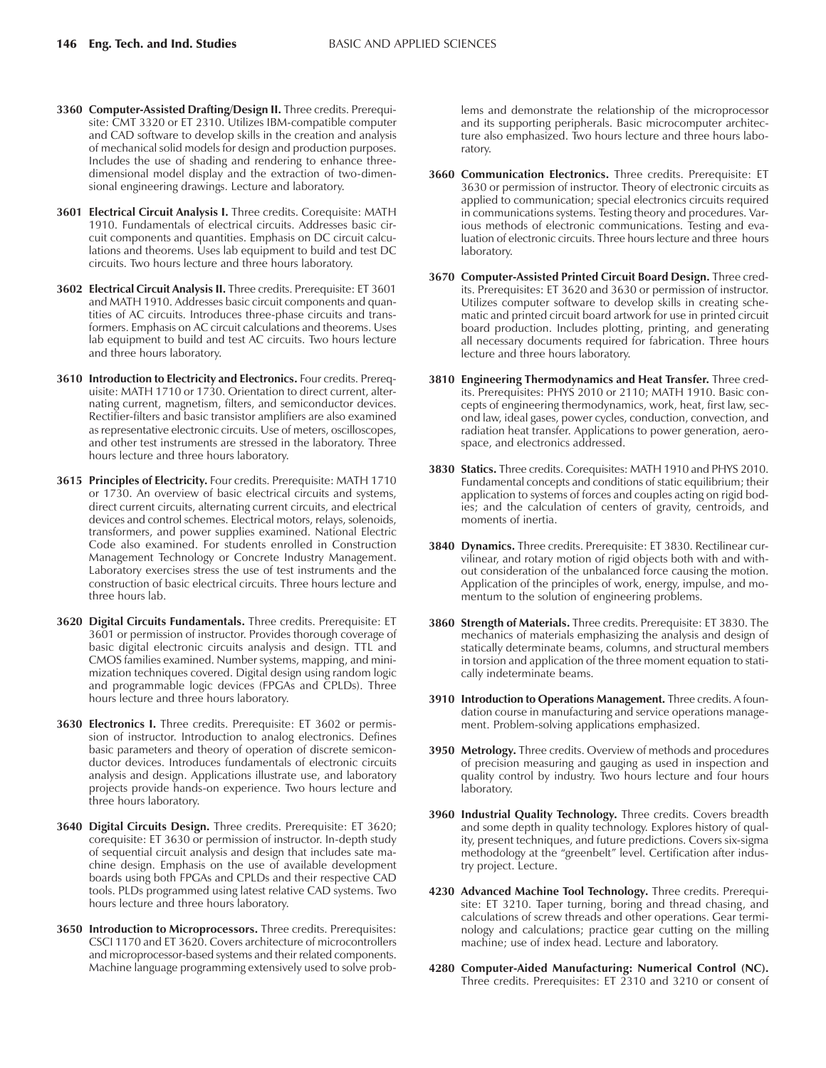**3360 Computer-Assisted Drafting/Design II.** Three credits. Prerequisite: CMT 3320 or ET 2310. Utilizes IBM-compatible computer and CAD software to develop skills in the creation and analysis of mechanical solid models for design and production purposes. Includes the use of shading and rendering to enhance three-dimensional model display and the extraction of two-dimensional engineering drawings. Lecture and laboratory.

**3601 Electrical Circuit Analysis I.** Three credits. Corequisite: MATH 1910. Fundamentals of electrical circuits. Addresses basic circuit components and quantities. Emphasis on DC circuit calculations and theorems. Uses lab equipment to build and test DC circuits. Two hours lecture and three hours laboratory.

**3602 Electrical Circuit Analysis II.** Three credits. Prerequisite: ET 3601 and MATH 1910. Addresses basic circuit components and quantities of AC circuits. Introduces three-phase circuits and transformers. Emphasis on AC circuit calculations and theorems. Uses lab equipment to build and test AC circuits. Two hours lecture and three hours laboratory.

**3610 Introduction to Electricity and Electronics.** Four credits. Prerequisite: MATH 1710 or 1730. Orientation to direct current, alternating current, magnetism, filters, and semiconductor devices. Rectifier-filters and basic transistor amplifiers are also examined as representative electronic circuits. Use of meters, oscilloscopes, and other test instruments are stressed in the laboratory. Three hours lecture and three hours laboratory.

**3615 Principles of Electricity.** Four credits. Prerequisite: MATH 1710 or 1730. An overview of basic electrical circuits and systems, direct current circuits, alternating current circuits, and electrical devices and control schemes. Electrical motors, relays, solenoids, transformers, and power supplies examined. National Electric Code also examined. For students enrolled in Construction Management Technology or Concrete Industry Management. Laboratory exercises stress the use of test instruments and the construction of basic electrical circuits. Three hours lecture and three hours lab.

**3620 Digital Circuits Fundamentals.** Three credits. Prerequisite: ET 3601 or permission of instructor. Provides thorough coverage of basic digital electronic circuits analysis and design. TTL and CMOS families examined. Number systems, mapping, and minimization techniques covered. Digital design using random logic and programmable logic devices (FPGAs and CPLDs). Three hours lecture and three hours laboratory.

**3630 Electronics I.** Three credits. Prerequisite: ET 3602 or permission of instructor. Introduction to analog electronics. Defines basic parameters and theory of operation of discrete semiconductor devices. Introduces fundamentals of electronic circuits analysis and design. Applications illustrate use, and laboratory projects provide hands-on experience. Two hours lecture and three hours laboratory.

**3640 Digital Circuits Design.** Three credits. Prerequisite: ET 3620; corequisite: ET 3630 or permission of instructor. In-depth study of sequential circuit analysis and design that includes sate machine design. Emphasis on the use of available development boards using both FPGAs and CPLDs and their respective CAD tools. PLDs programmed using latest relative CAD systems. Two hours lecture and three hours laboratory.

**3650 Introduction to Microprocessors.** Three credits. Prerequisites: CSCI 1170 and ET 3620. Covers architecture of microcontrollers and microprocessor-based systems and their related components. Machine language programming extensively used to solve problems and demonstrate the relationship of the microprocessor and its supporting peripherals. Basic microcomputer architecture also emphasized. Two hours lecture and three hours laboratory.

**3660 Communication Electronics.** Three credits. Prerequisite: ET 3630 or permission of instructor. Theory of electronic circuits as applied to communication; special electronics circuits required in communications systems. Testing theory and procedures. Various methods of electronic communications. Testing and evaluation of electronic circuits. Three hours lecture and three hours laboratory.

**3670 Computer-Assisted Printed Circuit Board Design.** Three credits. Prerequisites: ET 3620 and 3630 or permission of instructor. Utilizes computer software to develop skills in creating schematic and printed circuit board artwork for use in printed circuit board production. Includes plotting, printing, and generating all necessary documents required for fabrication. Three hours lecture and three hours laboratory.

**3810 Engineering Thermodynamics and Heat Transfer.** Three credits. Prerequisites: PHYS 2010 or 2110; MATH 1910. Basic concepts of engineering thermodynamics, work, heat, first law, second law, ideal gases, power cycles, conduction, convection, and radiation heat transfer. Applications to power generation, aerospace, and electronics addressed.

**3830 Statics.** Three credits. Corequisites: MATH 1910 and PHYS 2010. Fundamental concepts and conditions of static equilibrium; their application to systems of forces and couples acting on rigid bodies; and the calculation of centers of gravity, centroids, and moments of inertia.

**3840 Dynamics.** Three credits. Prerequisite: ET 3830. Rectilinear curvilinear, and rotary motion of rigid objects both with and without consideration of the unbalanced force causing the motion. Application of the principles of work, energy, impulse, and momentum to the solution of engineering problems.

**3860 Strength of Materials.** Three credits. Prerequisite: ET 3830. The mechanics of materials emphasizing the analysis and design of statically determinate beams, columns, and structural members in torsion and application of the three moment equation to statically indeterminate beams.

**3910 Introduction to Operations Management.** Three credits. A foundation course in manufacturing and service operations management. Problem-solving applications emphasized.

**3950 Metrology.** Three credits. Overview of methods and procedures of precision measuring and gauging as used in inspection and quality control by industry. Two hours lecture and four hours laboratory.

**3960 Industrial Quality Technology.** Three credits. Covers breadth and some depth in quality technology. Explores history of quality, present techniques, and future predictions. Covers six-sigma methodology at the "greenbelt" level. Certification after industry project. Lecture.

**4230 Advanced Machine Tool Technology.** Three credits. Prerequisite: ET 3210. Taper turning, boring and thread chasing, and calculations of screw threads and other operations. Gear terminology and calculations; practice gear cutting on the milling machine; use of index head. Lecture and laboratory.

**4280 Computer-Aided Manufacturing: Numerical Control (NC).** Three credits. Prerequisites: ET 2310 and 3210 or consent of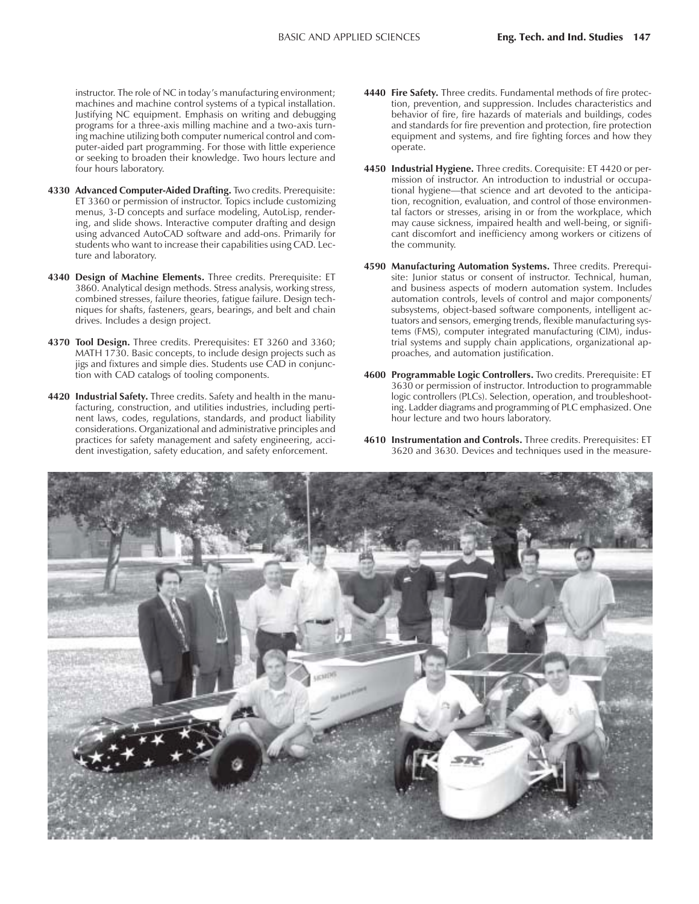instructor. The role of NC in today's manufacturing environment; machines and machine control systems of a typical installation. Justifying NC equipment. Emphasis on writing and debugging programs for a three-axis milling machine and a two-axis turning machine utilizing both computer numerical control and computer-aided part programming. For those with little experience or seeking to broaden their knowledge. Two hours lecture and four hours laboratory.

**4330 Advanced Computer-Aided Drafting.** Two credits. Prerequisite: ET 3360 or permission of instructor. Topics include customizing menus, 3-D concepts and surface modeling, AutoLisp, rendering, and slide shows. Interactive computer drafting and design using advanced AutoCAD software and add-ons. Primarily for students who want to increase their capabilities using CAD. Lecture and laboratory.

**4340 Design of Machine Elements.** Three credits. Prerequisite: ET 3860. Analytical design methods. Stress analysis, working stress, combined stresses, failure theories, fatigue failure. Design techniques for shafts, fasteners, gears, bearings, and belt and chain drives. Includes a design project.

**4370 Tool Design.** Three credits. Prerequisites: ET 3260 and 3360; MATH 1730. Basic concepts, to include design projects such as jigs and fixtures and simple dies. Students use CAD in conjunction with CAD catalogs of tooling components.

**4420 Industrial Safety.** Three credits. Safety and health in the manufacturing, construction, and utilities industries, including pertinent laws, codes, regulations, standards, and product liability considerations. Organizational and administrative principles and practices for safety management and safety engineering, accident investigation, safety education, and safety enforcement.

**4440 Fire Safety.** Three credits. Fundamental methods of fire protection, prevention, and suppression. Includes characteristics and behavior of fire, fire hazards of materials and buildings, codes and standards for fire prevention and protection, fire protection equipment and systems, and fire fighting forces and how they operate.

**4450 Industrial Hygiene.** Three credits. Corequisite: ET 4420 or permission of instructor. An introduction to industrial or occupational hygiene—that science and art devoted to the anticipation, recognition, evaluation, and control of those environmental factors or stresses, arising in or from the workplace, which may cause sickness, impaired health and well-being, or significant discomfort and inefficiency among workers or citizens of the community.

**4590 Manufacturing Automation Systems.** Three credits. Prerequisite: Junior status or consent of instructor. Technical, human, and business aspects of modern automation system. Includes automation controls, levels of control and major components/subsystems, object-based software components, intelligent actuators and sensors, emerging trends, flexible manufacturing systems (FMS), computer integrated manufacturing (CIM), industrial systems and supply chain applications, organizational approaches, and automation justification.

**4600 Programmable Logic Controllers.** Two credits. Prerequisite: ET 3630 or permission of instructor. Introduction to programmable logic controllers (PLCs). Selection, operation, and troubleshooting. Ladder diagrams and programming of PLC emphasized. One hour lecture and two hours laboratory.

**4610 Instrumentation and Controls.** Three credits. Prerequisites: ET 3620 and 3630. Devices and techniques used in the measure-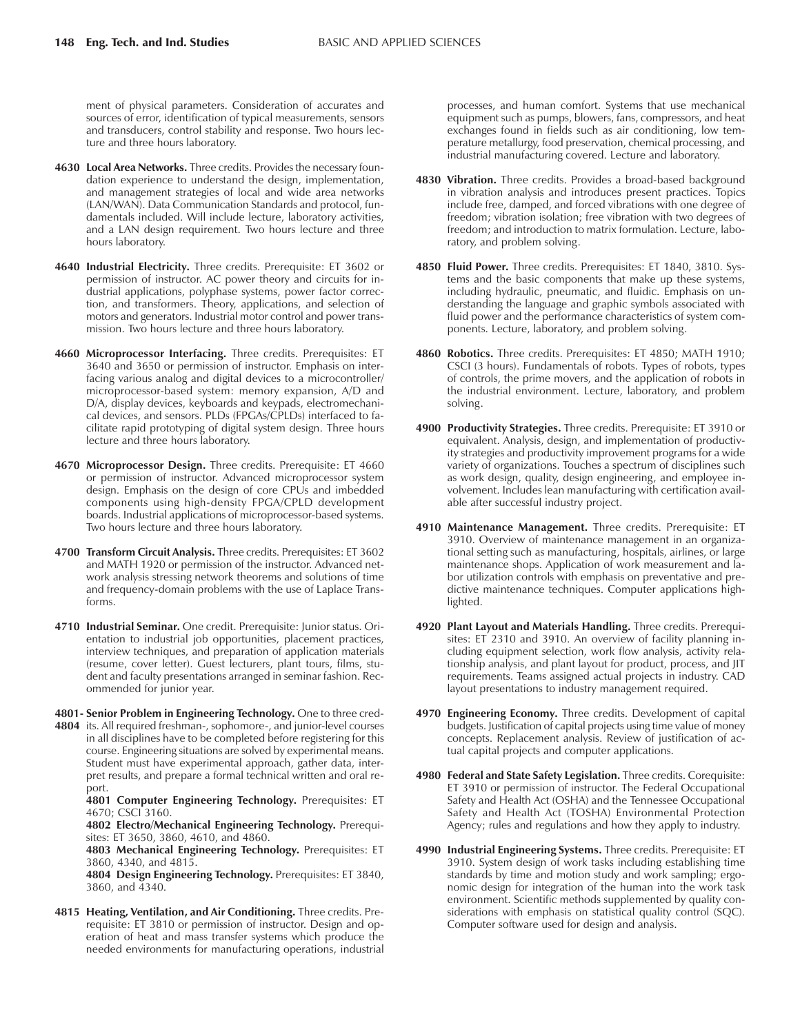ment of physical parameters. Consideration of accurates and sources of error, identification of typical measurements, sensors and transducers, control stability and response. Two hours lecture and three hours laboratory.

**4630 Local Area Networks.** Three credits. Provides the necessary foundation experience to understand the design, implementation, and management strategies of local and wide area networks (LAN/WAN). Data Communication Standards and protocol, fundamentals included. Will include lecture, laboratory activities, and a LAN design requirement. Two hours lecture and three hours laboratory.

**4640 Industrial Electricity.** Three credits. Prerequisite: ET 3602 or permission of instructor. AC power theory and circuits for industrial applications, polyphase systems, power factor correction, and transformers. Theory, applications, and selection of motors and generators. Industrial motor control and power transmission. Two hours lecture and three hours laboratory.

**4660 Microprocessor Interfacing.** Three credits. Prerequisites: ET 3640 and 3650 or permission of instructor. Emphasis on interfacing various analog and digital devices to a microcontroller/microprocessor-based system: memory expansion, A/D and D/A, display devices, keyboards and keypads, electromechanical devices, and sensors. PLDs (FPGAs/CPLDs) interfaced to facilitate rapid prototyping of digital system design. Three hours lecture and three hours laboratory.

**4670 Microprocessor Design.** Three credits. Prerequisite: ET 4660 or permission of instructor. Advanced microprocessor system design. Emphasis on the design of core CPUs and imbedded components using high-density FPGA/CPLD development boards. Industrial applications of microprocessor-based systems. Two hours lecture and three hours laboratory.

**4700 Transform Circuit Analysis.** Three credits. Prerequisites: ET 3602 and MATH 1920 or permission of the instructor. Advanced network analysis stressing network theorems and solutions of time and frequency-domain problems with the use of Laplace Transforms.

**4710 Industrial Seminar.** One credit. Prerequisite: Junior status. Orientation to industrial job opportunities, placement practices, interview techniques, and preparation of application materials (resume, cover letter). Guest lecturers, plant tours, films, student and faculty presentations arranged in seminar fashion. Recommended for junior year.

**4801-4804 Senior Problem in Engineering Technology.** One to three credits. All required freshman-, sophomore-, and junior-level courses in all disciplines have to be completed before registering for this course. Engineering situations are solved by experimental means. Student must have experimental approach, gather data, interpret results, and prepare a formal technical written and oral report.

**4801 Computer Engineering Technology.** Prerequisites: ET 4670; CSCI 3160.

**4802 Electro/Mechanical Engineering Technology.** Prerequisites: ET 3650, 3860, 4610, and 4860.

**4803 Mechanical Engineering Technology.** Prerequisites: ET 3860, 4340, and 4815.

**4804 Design Engineering Technology.** Prerequisites: ET 3840, 3860, and 4340.

**4815 Heating, Ventilation, and Air Conditioning.** Three credits. Prerequisite: ET 3810 or permission of instructor. Design and operation of heat and mass transfer systems which produce the needed environments for manufacturing operations, industrial processes, and human comfort. Systems that use mechanical equipment such as pumps, blowers, fans, compressors, and heat exchanges found in fields such as air conditioning, low temperature metallurgy, food preservation, chemical processing, and industrial manufacturing covered. Lecture and laboratory.

**4830 Vibration.** Three credits. Provides a broad-based background in vibration analysis and introduces present practices. Topics include free, damped, and forced vibrations with one degree of freedom; vibration isolation; free vibration with two degrees of freedom; and introduction to matrix formulation. Lecture, laboratory, and problem solving.

**4850 Fluid Power.** Three credits. Prerequisites: ET 1840, 3810. Systems and the basic components that make up these systems, including hydraulic, pneumatic, and fluidic. Emphasis on understanding the language and graphic symbols associated with fluid power and the performance characteristics of system components. Lecture, laboratory, and problem solving.

**4860 Robotics.** Three credits. Prerequisites: ET 4850; MATH 1910; CSCI (3 hours). Fundamentals of robots. Types of robots, types of controls, the prime movers, and the application of robots in the industrial environment. Lecture, laboratory, and problem solving.

**4900 Productivity Strategies.** Three credits. Prerequisite: ET 3910 or equivalent. Analysis, design, and implementation of productivity strategies and productivity improvement programs for a wide variety of organizations. Touches a spectrum of disciplines such as work design, quality, design engineering, and employee involvement. Includes lean manufacturing with certification available after successful industry project.

**4910 Maintenance Management.** Three credits. Prerequisite: ET 3910. Overview of maintenance management in an organizational setting such as manufacturing, hospitals, airlines, or large maintenance shops. Application of work measurement and labor utilization controls with emphasis on preventative and predictive maintenance techniques. Computer applications highlighted.

**4920 Plant Layout and Materials Handling.** Three credits. Prerequisites: ET 2310 and 3910. An overview of facility planning including equipment selection, work flow analysis, activity relationship analysis, and plant layout for product, process, and JIT requirements. Teams assigned actual projects in industry. CAD layout presentations to industry management required.

**4970 Engineering Economy.** Three credits. Development of capital budgets. Justification of capital projects using time value of money concepts. Replacement analysis. Review of justification of actual capital projects and computer applications.

**4980 Federal and State Safety Legislation.** Three credits. Corequisite: ET 3910 or permission of instructor. The Federal Occupational Safety and Health Act (OSHA) and the Tennessee Occupational Safety and Health Act (TOSHA) Environmental Protection Agency; rules and regulations and how they apply to industry.

**4990 Industrial Engineering Systems.** Three credits. Prerequisite: ET 3910. System design of work tasks including establishing time standards by time and motion study and work sampling; ergonomic design for integration of the human into the work task environment. Scientific methods supplemented by quality considerations with emphasis on statistical quality control (SQC). Computer software used for design and analysis.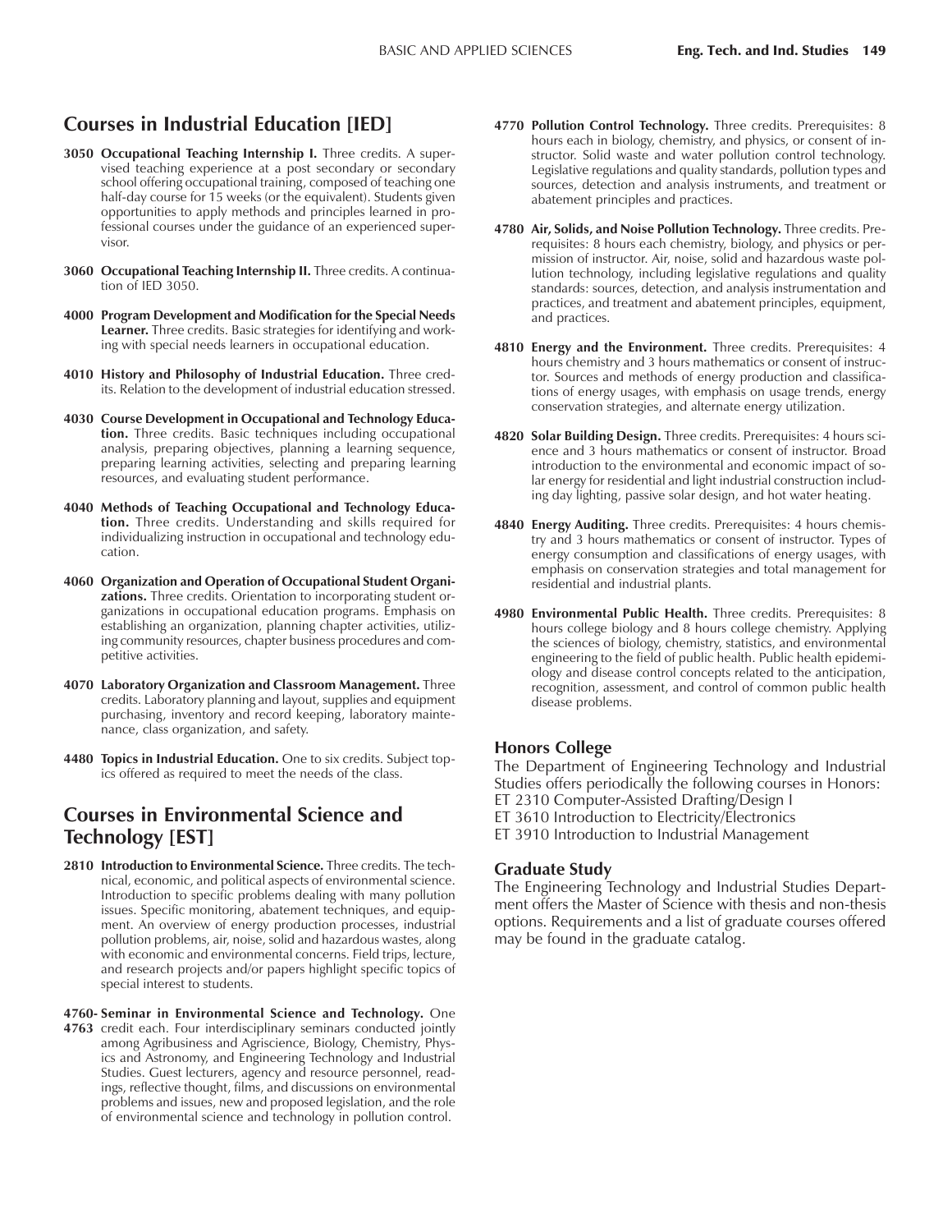## Courses in Industrial Education [IED]

**3050 Occupational Teaching Internship I.** Three credits. A supervised teaching experience at a post secondary or secondary school offering occupational training, composed of teaching one half-day course for 15 weeks (or the equivalent). Students given opportunities to apply methods and principles learned in professional courses under the guidance of an experienced supervisor.

**3060 Occupational Teaching Internship II.** Three credits. A continuation of IED 3050.

**4000 Program Development and Modification for the Special Needs Learner.** Three credits. Basic strategies for identifying and working with special needs learners in occupational education.

**4010 History and Philosophy of Industrial Education.** Three credits. Relation to the development of industrial education stressed.

**4030 Course Development in Occupational and Technology Education.** Three credits. Basic techniques including occupational analysis, preparing objectives, planning a learning sequence, preparing learning activities, selecting and preparing learning resources, and evaluating student performance.

**4040 Methods of Teaching Occupational and Technology Education.** Three credits. Understanding and skills required for individualizing instruction in occupational and technology education.

**4060 Organization and Operation of Occupational Student Organizations.** Three credits. Orientation to incorporating student organizations in occupational education programs. Emphasis on establishing an organization, planning chapter activities, utilizing community resources, chapter business procedures and competitive activities.

**4070 Laboratory Organization and Classroom Management.** Three credits. Laboratory planning and layout, supplies and equipment purchasing, inventory and record keeping, laboratory maintenance, class organization, and safety.

**4480 Topics in Industrial Education.** One to six credits. Subject topics offered as required to meet the needs of the class.

## Courses in Environmental Science and Technology [EST]

**2810 Introduction to Environmental Science.** Three credits. The technical, economic, and political aspects of environmental science. Introduction to specific problems dealing with many pollution issues. Specific monitoring, abatement techniques, and equipment. An overview of energy production processes, industrial pollution problems, air, noise, solid and hazardous wastes, along with economic and environmental concerns. Field trips, lecture, and research projects and/or papers highlight specific topics of special interest to students.

**4760-4763 Seminar in Environmental Science and Technology.** One credit each. Four interdisciplinary seminars conducted jointly among Agribusiness and Agriscience, Biology, Chemistry, Physics and Astronomy, and Engineering Technology and Industrial Studies. Guest lecturers, agency and resource personnel, readings, reflective thought, films, and discussions on environmental problems and issues, new and proposed legislation, and the role of environmental science and technology in pollution control.

**4770 Pollution Control Technology.** Three credits. Prerequisites: 8 hours each in biology, chemistry, and physics, or consent of instructor. Solid waste and water pollution control technology. Legislative regulations and quality standards, pollution types and sources, detection and analysis instruments, and treatment or abatement principles and practices.

**4780 Air, Solids, and Noise Pollution Technology.** Three credits. Prerequisites: 8 hours each chemistry, biology, and physics or permission of instructor. Air, noise, solid and hazardous waste pollution technology, including legislative regulations and quality standards: sources, detection, and analysis instrumentation and practices, and treatment and abatement principles, equipment, and practices.

**4810 Energy and the Environment.** Three credits. Prerequisites: 4 hours chemistry and 3 hours mathematics or consent of instructor. Sources and methods of energy production and classifications of energy usages, with emphasis on usage trends, energy conservation strategies, and alternate energy utilization.

**4820 Solar Building Design.** Three credits. Prerequisites: 4 hours science and 3 hours mathematics or consent of instructor. Broad introduction to the environmental and economic impact of solar energy for residential and light industrial construction including day lighting, passive solar design, and hot water heating.

**4840 Energy Auditing.** Three credits. Prerequisites: 4 hours chemistry and 3 hours mathematics or consent of instructor. Types of energy consumption and classifications of energy usages, with emphasis on conservation strategies and total management for residential and industrial plants.

**4980 Environmental Public Health.** Three credits. Prerequisites: 8 hours college biology and 8 hours college chemistry. Applying the sciences of biology, chemistry, statistics, and environmental engineering to the field of public health. Public health epidemiology and disease control concepts related to the anticipation, recognition, assessment, and control of common public health disease problems.

### Honors College

The Department of Engineering Technology and Industrial Studies offers periodically the following courses in Honors:
ET 2310 Computer-Assisted Drafting/Design I
ET 3610 Introduction to Electricity/Electronics
ET 3910 Introduction to Industrial Management

### Graduate Study

The Engineering Technology and Industrial Studies Department offers the Master of Science with thesis and non-thesis options. Requirements and a list of graduate courses offered may be found in the graduate catalog.